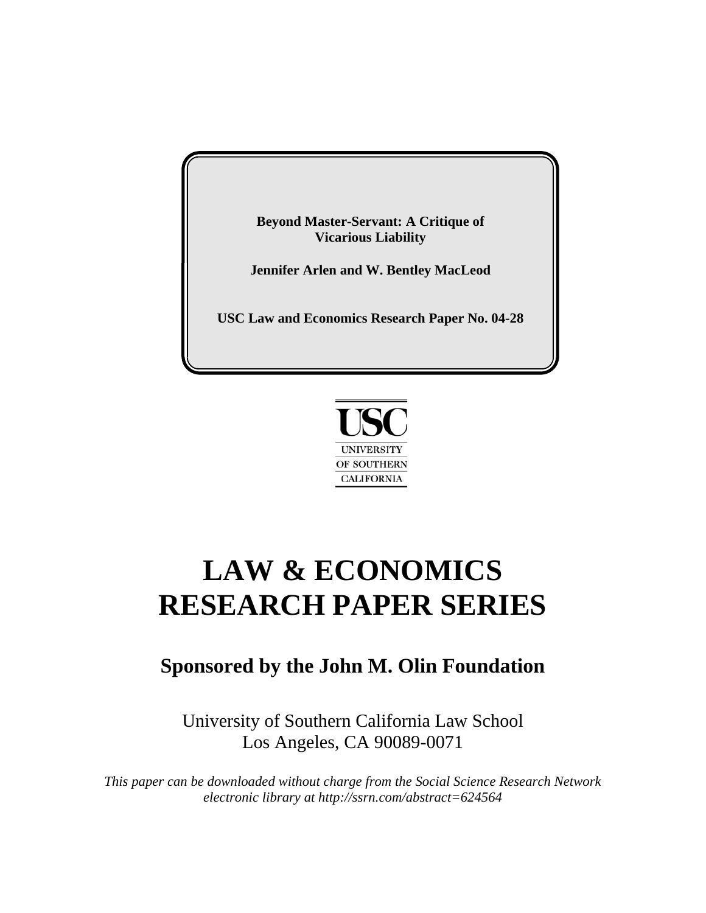**Beyond Master-Servant: A Critique of Vicarious Liability**

**Jennifer Arlen and W. Bentley MacLeod**

**USC Law and Economics Research Paper No. 04-28**

USC
UNIVERSITY
OF SOUTHERN
CALIFORNIA

# LAW & ECONOMICS RESEARCH PAPER SERIES

## Sponsored by the John M. Olin Foundation

University of Southern California Law School
Los Angeles, CA 90089-0071

*This paper can be downloaded without charge from the Social Science Research Network electronic library at http://ssrn.com/abstract=624564*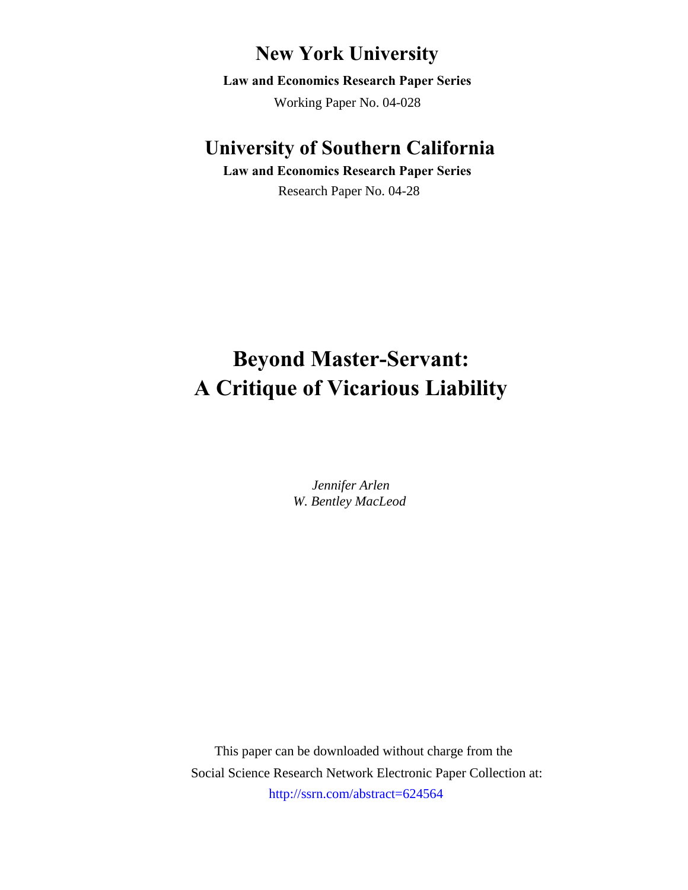# New York University

**Law and Economics Research Paper Series**

Working Paper No. 04-028

# University of Southern California

**Law and Economics Research Paper Series**

Research Paper No. 04-28

# Beyond Master-Servant: A Critique of Vicarious Liability

*Jennifer Arlen*
*W. Bentley MacLeod*

This paper can be downloaded without charge from the
Social Science Research Network Electronic Paper Collection at:
http://ssrn.com/abstract=624564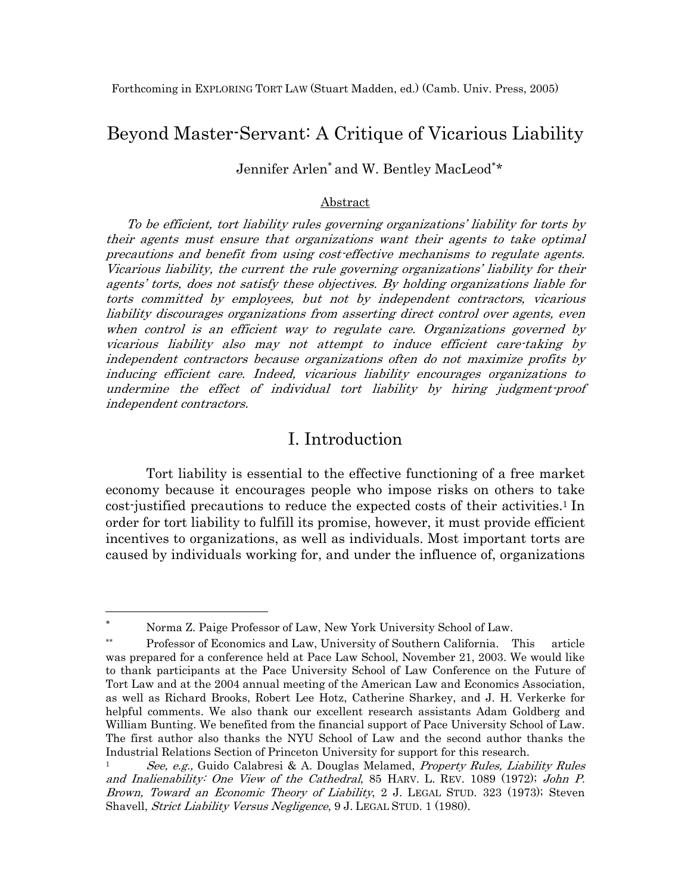Forthcoming in EXPLORING TORT LAW (Stuart Madden, ed.) (Camb. Univ. Press, 2005)

# Beyond Master-Servant: A Critique of Vicarious Liability

Jennifer Arlen[*] and W. Bentley MacLeod[**]

## Abstract

*To be efficient, tort liability rules governing organizations' liability for torts by their agents must ensure that organizations want their agents to take optimal precautions and benefit from using cost-effective mechanisms to regulate agents. Vicarious liability, the current the rule governing organizations' liability for their agents' torts, does not satisfy these objectives. By holding organizations liable for torts committed by employees, but not by independent contractors, vicarious liability discourages organizations from asserting direct control over agents, even when control is an efficient way to regulate care. Organizations governed by vicarious liability also may not attempt to induce efficient care-taking by independent contractors because organizations often do not maximize profits by inducing efficient care. Indeed, vicarious liability encourages organizations to undermine the effect of individual tort liability by hiring judgment-proof independent contractors.*

## I. Introduction

Tort liability is essential to the effective functioning of a free market economy because it encourages people who impose risks on others to take cost-justified precautions to reduce the expected costs of their activities.[1] In order for tort liability to fulfill its promise, however, it must provide efficient incentives to organizations, as well as individuals. Most important torts are caused by individuals working for, and under the influence of, organizations

---

[*] Norma Z. Paige Professor of Law, New York University School of Law.

[**] Professor of Economics and Law, University of Southern California. This article was prepared for a conference held at Pace Law School, November 21, 2003. We would like to thank participants at the Pace University School of Law Conference on the Future of Tort Law and at the 2004 annual meeting of the American Law and Economics Association, as well as Richard Brooks, Robert Lee Hotz, Catherine Sharkey, and J. H. Verkerke for helpful comments. We also thank our excellent research assistants Adam Goldberg and William Bunting. We benefited from the financial support of Pace University School of Law. The first author also thanks the NYU School of Law and the second author thanks the Industrial Relations Section of Princeton University for support for this research.

[1] *See, e.g.,* Guido Calabresi & A. Douglas Melamed, *Property Rules, Liability Rules and Inalienability: One View of the Cathedral*, 85 HARV. L. REV. 1089 (1972); *John P. Brown, Toward an Economic Theory of Liability*, 2 J. LEGAL STUD. 323 (1973); Steven Shavell, *Strict Liability Versus Negligence*, 9 J. LEGAL STUD. 1 (1980).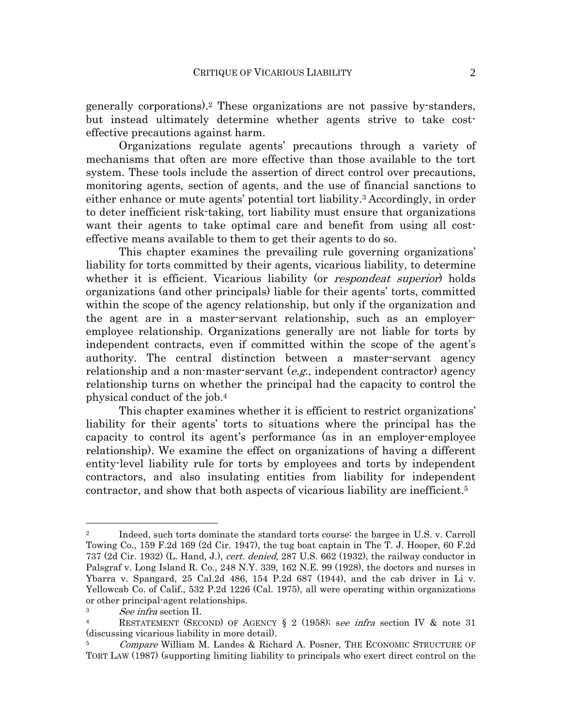generally corporations).[2] These organizations are not passive by-standers, but instead ultimately determine whether agents strive to take cost-effective precautions against harm.

Organizations regulate agents' precautions through a variety of mechanisms that often are more effective than those available to the tort system. These tools include the assertion of direct control over precautions, monitoring agents, section of agents, and the use of financial sanctions to either enhance or mute agents' potential tort liability.[3] Accordingly, in order to deter inefficient risk-taking, tort liability must ensure that organizations want their agents to take optimal care and benefit from using all cost-effective means available to them to get their agents to do so.

This chapter examines the prevailing rule governing organizations' liability for torts committed by their agents, vicarious liability, to determine whether it is efficient. Vicarious liability (or *respondeat superior*) holds organizations (and other principals) liable for their agents' torts, committed within the scope of the agency relationship, but only if the organization and the agent are in a master-servant relationship, such as an employer-employee relationship. Organizations generally are not liable for torts by independent contracts, even if committed within the scope of the agent's authority. The central distinction between a master-servant agency relationship and a non-master-servant (*e.g.*, independent contractor) agency relationship turns on whether the principal had the capacity to control the physical conduct of the job.[4]

This chapter examines whether it is efficient to restrict organizations' liability for their agents' torts to situations where the principal has the capacity to control its agent's performance (as in an employer-employee relationship). We examine the effect on organizations of having a different entity-level liability rule for torts by employees and torts by independent contractors, and also insulating entities from liability for independent contractor, and show that both aspects of vicarious liability are inefficient.[5]

---

[2] Indeed, such torts dominate the standard torts course: the bargee in U.S. v. Carroll Towing Co., 159 F.2d 169 (2d Cir. 1947), the tug boat captain in The T. J. Hooper, 60 F.2d 737 (2d Cir. 1932) (L. Hand, J.), *cert. denied*, 287 U.S. 662 (1932), the railway conductor in Palsgraf v. Long Island R. Co., 248 N.Y. 339, 162 N.E. 99 (1928), the doctors and nurses in Ybarra v. Spangard, 25 Cal.2d 486, 154 P.2d 687 (1944), and the cab driver in Li v. Yellowcab Co. of Calif., 532 P.2d 1226 (Cal. 1975), all were operating within organizations or other principal-agent relationships.

[3] *See infra* section II.

[4] RESTATEMENT (SECOND) OF AGENCY § 2 (1958); s*ee infra* section IV & note 31 (discussing vicarious liability in more detail).

[5] *Compare* William M. Landes & Richard A. Posner, THE ECONOMIC STRUCTURE OF TORT LAW (1987) (supporting limiting liability to principals who exert direct control on the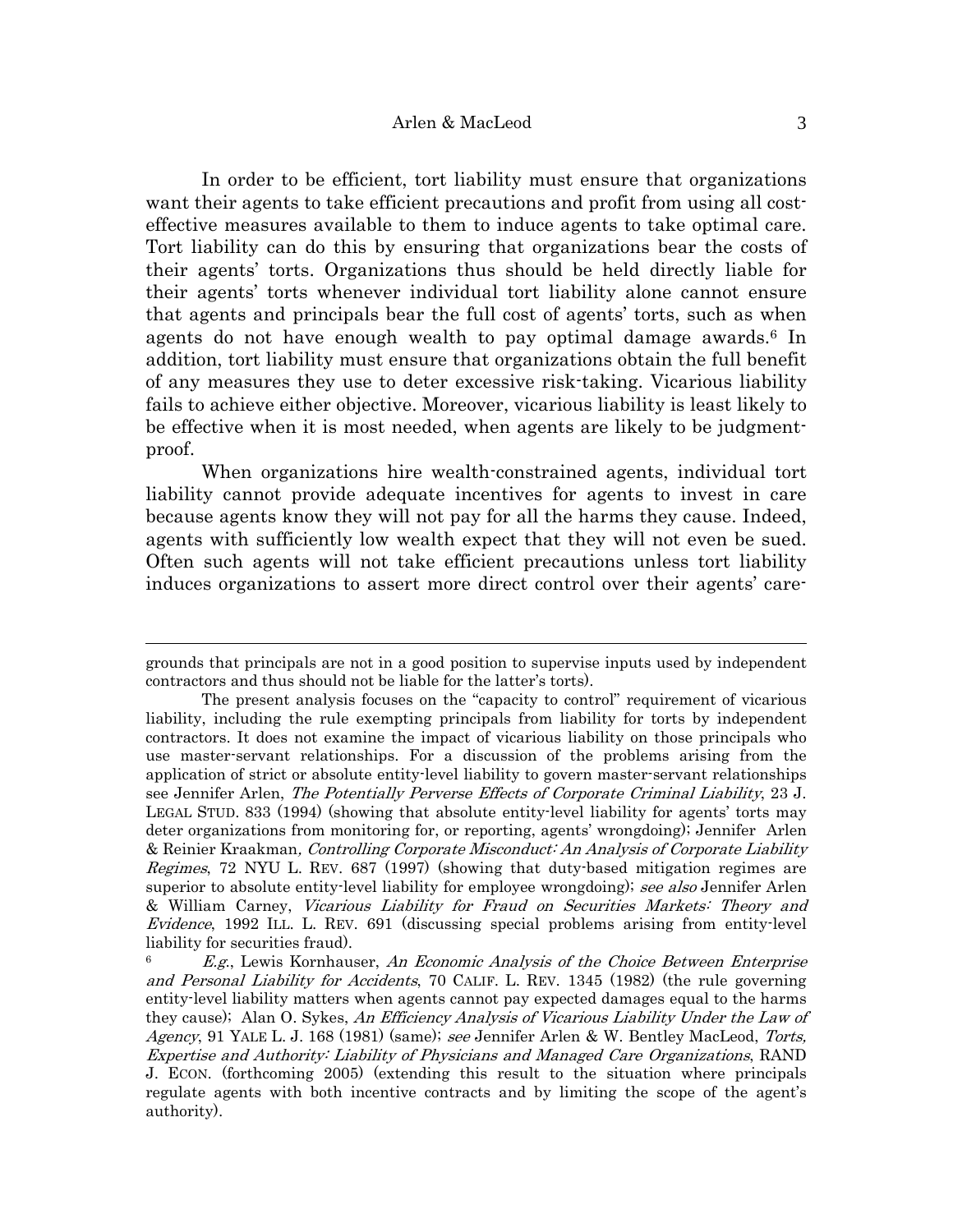In order to be efficient, tort liability must ensure that organizations want their agents to take efficient precautions and profit from using all cost-effective measures available to them to induce agents to take optimal care. Tort liability can do this by ensuring that organizations bear the costs of their agents' torts. Organizations thus should be held directly liable for their agents' torts whenever individual tort liability alone cannot ensure that agents and principals bear the full cost of agents' torts, such as when agents do not have enough wealth to pay optimal damage awards.[6] In addition, tort liability must ensure that organizations obtain the full benefit of any measures they use to deter excessive risk-taking. Vicarious liability fails to achieve either objective. Moreover, vicarious liability is least likely to be effective when it is most needed, when agents are likely to be judgment-proof.

When organizations hire wealth-constrained agents, individual tort liability cannot provide adequate incentives for agents to invest in care because agents know they will not pay for all the harms they cause. Indeed, agents with sufficiently low wealth expect that they will not even be sued. Often such agents will not take efficient precautions unless tort liability induces organizations to assert more direct control over their agents' care-

---

grounds that principals are not in a good position to supervise inputs used by independent contractors and thus should not be liable for the latter's torts).

The present analysis focuses on the "capacity to control" requirement of vicarious liability, including the rule exempting principals from liability for torts by independent contractors. It does not examine the impact of vicarious liability on those principals who use master-servant relationships. For a discussion of the problems arising from the application of strict or absolute entity-level liability to govern master-servant relationships see Jennifer Arlen, *The Potentially Perverse Effects of Corporate Criminal Liability*, 23 J. LEGAL STUD. 833 (1994) (showing that absolute entity-level liability for agents' torts may deter organizations from monitoring for, or reporting, agents' wrongdoing); Jennifer Arlen & Reinier Kraakman*, Controlling Corporate Misconduct: An Analysis of Corporate Liability Regimes*, 72 NYU L. REV. 687 (1997) (showing that duty-based mitigation regimes are superior to absolute entity-level liability for employee wrongdoing); *see also* Jennifer Arlen & William Carney, *Vicarious Liability for Fraud on Securities Markets: Theory and Evidence*, 1992 ILL. L. REV. 691 (discussing special problems arising from entity-level liability for securities fraud).

[6] *E.g.*, Lewis Kornhauser, *An Economic Analysis of the Choice Between Enterprise and Personal Liability for Accidents*, 70 CALIF. L. REV. 1345 (1982) (the rule governing entity-level liability matters when agents cannot pay expected damages equal to the harms they cause); Alan O. Sykes, *An Efficiency Analysis of Vicarious Liability Under the Law of Agency*, 91 YALE L. J. 168 (1981) (same); *see* Jennifer Arlen & W. Bentley MacLeod, *Torts, Expertise and Authority: Liability of Physicians and Managed Care Organizations*, RAND J. ECON. (forthcoming 2005) (extending this result to the situation where principals regulate agents with both incentive contracts and by limiting the scope of the agent's authority).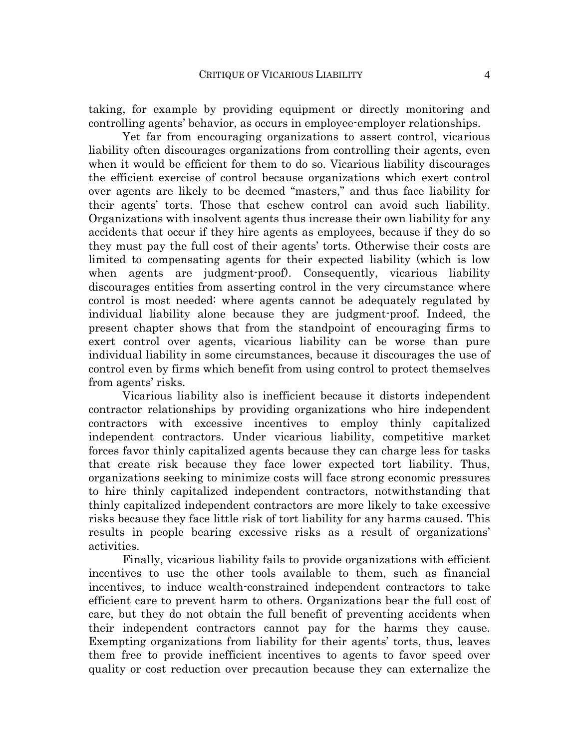taking, for example by providing equipment or directly monitoring and controlling agents' behavior, as occurs in employee-employer relationships.

Yet far from encouraging organizations to assert control, vicarious liability often discourages organizations from controlling their agents, even when it would be efficient for them to do so. Vicarious liability discourages the efficient exercise of control because organizations which exert control over agents are likely to be deemed "masters," and thus face liability for their agents' torts. Those that eschew control can avoid such liability. Organizations with insolvent agents thus increase their own liability for any accidents that occur if they hire agents as employees, because if they do so they must pay the full cost of their agents' torts. Otherwise their costs are limited to compensating agents for their expected liability (which is low when agents are judgment-proof). Consequently, vicarious liability discourages entities from asserting control in the very circumstance where control is most needed: where agents cannot be adequately regulated by individual liability alone because they are judgment-proof. Indeed, the present chapter shows that from the standpoint of encouraging firms to exert control over agents, vicarious liability can be worse than pure individual liability in some circumstances, because it discourages the use of control even by firms which benefit from using control to protect themselves from agents' risks.

Vicarious liability also is inefficient because it distorts independent contractor relationships by providing organizations who hire independent contractors with excessive incentives to employ thinly capitalized independent contractors. Under vicarious liability, competitive market forces favor thinly capitalized agents because they can charge less for tasks that create risk because they face lower expected tort liability. Thus, organizations seeking to minimize costs will face strong economic pressures to hire thinly capitalized independent contractors, notwithstanding that thinly capitalized independent contractors are more likely to take excessive risks because they face little risk of tort liability for any harms caused. This results in people bearing excessive risks as a result of organizations' activities.

Finally, vicarious liability fails to provide organizations with efficient incentives to use the other tools available to them, such as financial incentives, to induce wealth-constrained independent contractors to take efficient care to prevent harm to others. Organizations bear the full cost of care, but they do not obtain the full benefit of preventing accidents when their independent contractors cannot pay for the harms they cause. Exempting organizations from liability for their agents' torts, thus, leaves them free to provide inefficient incentives to agents to favor speed over quality or cost reduction over precaution because they can externalize the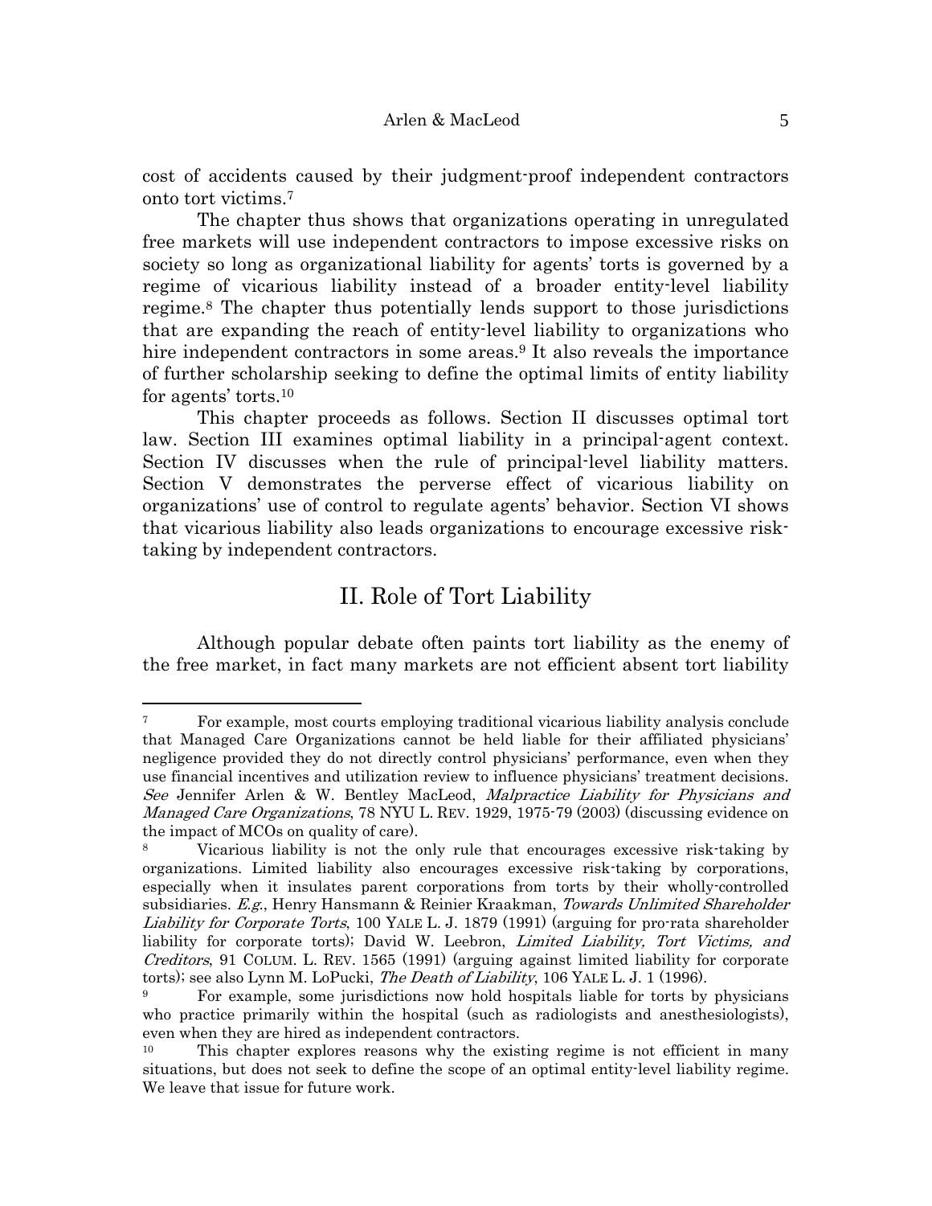cost of accidents caused by their judgment-proof independent contractors onto tort victims.[7]

The chapter thus shows that organizations operating in unregulated free markets will use independent contractors to impose excessive risks on society so long as organizational liability for agents' torts is governed by a regime of vicarious liability instead of a broader entity-level liability regime.[8] The chapter thus potentially lends support to those jurisdictions that are expanding the reach of entity-level liability to organizations who hire independent contractors in some areas.[9] It also reveals the importance of further scholarship seeking to define the optimal limits of entity liability for agents' torts.[10]

This chapter proceeds as follows. Section II discusses optimal tort law. Section III examines optimal liability in a principal-agent context. Section IV discusses when the rule of principal-level liability matters. Section V demonstrates the perverse effect of vicarious liability on organizations' use of control to regulate agents' behavior. Section VI shows that vicarious liability also leads organizations to encourage excessive risk-taking by independent contractors.

## II. Role of Tort Liability

Although popular debate often paints tort liability as the enemy of the free market, in fact many markets are not efficient absent tort liability

---

[7] For example, most courts employing traditional vicarious liability analysis conclude that Managed Care Organizations cannot be held liable for their affiliated physicians' negligence provided they do not directly control physicians' performance, even when they use financial incentives and utilization review to influence physicians' treatment decisions. *See* Jennifer Arlen & W. Bentley MacLeod, *Malpractice Liability for Physicians and Managed Care Organizations*, 78 NYU L. REV. 1929, 1975-79 (2003) (discussing evidence on the impact of MCOs on quality of care).

[8] Vicarious liability is not the only rule that encourages excessive risk-taking by organizations. Limited liability also encourages excessive risk-taking by corporations, especially when it insulates parent corporations from torts by their wholly-controlled subsidiaries. *E.g.*, Henry Hansmann & Reinier Kraakman, *Towards Unlimited Shareholder Liability for Corporate Torts*, 100 YALE L. J. 1879 (1991) (arguing for pro-rata shareholder liability for corporate torts); David W. Leebron, *Limited Liability, Tort Victims, and Creditors*, 91 COLUM. L. REV. 1565 (1991) (arguing against limited liability for corporate torts); see also Lynn M. LoPucki, *The Death of Liability*, 106 YALE L. J. 1 (1996).

[9] For example, some jurisdictions now hold hospitals liable for torts by physicians who practice primarily within the hospital (such as radiologists and anesthesiologists), even when they are hired as independent contractors.

[10] This chapter explores reasons why the existing regime is not efficient in many situations, but does not seek to define the scope of an optimal entity-level liability regime. We leave that issue for future work.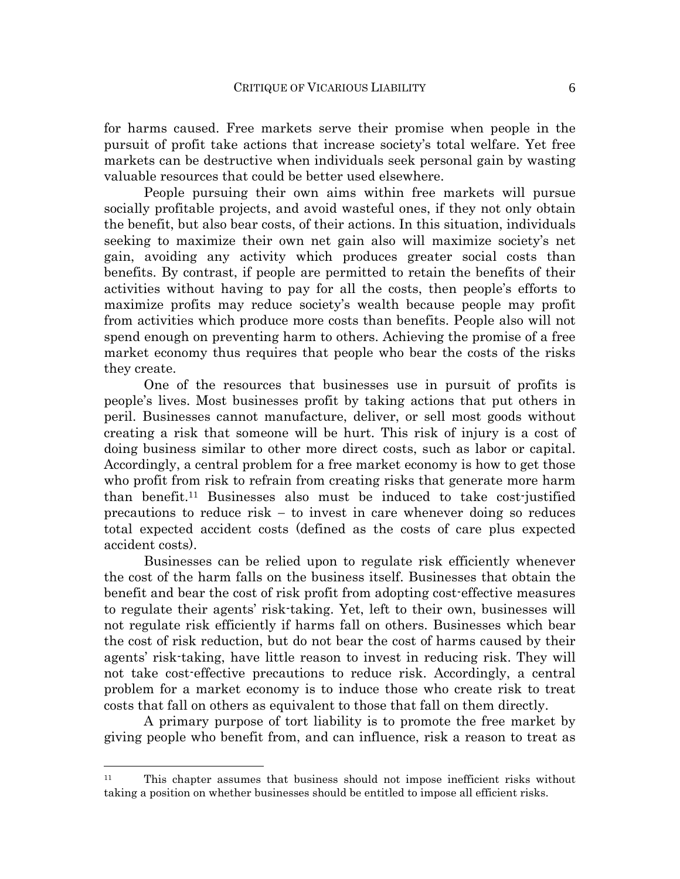for harms caused. Free markets serve their promise when people in the pursuit of profit take actions that increase society's total welfare. Yet free markets can be destructive when individuals seek personal gain by wasting valuable resources that could be better used elsewhere.

People pursuing their own aims within free markets will pursue socially profitable projects, and avoid wasteful ones, if they not only obtain the benefit, but also bear costs, of their actions. In this situation, individuals seeking to maximize their own net gain also will maximize society's net gain, avoiding any activity which produces greater social costs than benefits. By contrast, if people are permitted to retain the benefits of their activities without having to pay for all the costs, then people's efforts to maximize profits may reduce society's wealth because people may profit from activities which produce more costs than benefits. People also will not spend enough on preventing harm to others. Achieving the promise of a free market economy thus requires that people who bear the costs of the risks they create.

One of the resources that businesses use in pursuit of profits is people's lives. Most businesses profit by taking actions that put others in peril. Businesses cannot manufacture, deliver, or sell most goods without creating a risk that someone will be hurt. This risk of injury is a cost of doing business similar to other more direct costs, such as labor or capital. Accordingly, a central problem for a free market economy is how to get those who profit from risk to refrain from creating risks that generate more harm than benefit.[11] Businesses also must be induced to take cost-justified precautions to reduce risk – to invest in care whenever doing so reduces total expected accident costs (defined as the costs of care plus expected accident costs).

Businesses can be relied upon to regulate risk efficiently whenever the cost of the harm falls on the business itself. Businesses that obtain the benefit and bear the cost of risk profit from adopting cost-effective measures to regulate their agents' risk-taking. Yet, left to their own, businesses will not regulate risk efficiently if harms fall on others. Businesses which bear the cost of risk reduction, but do not bear the cost of harms caused by their agents' risk-taking, have little reason to invest in reducing risk. They will not take cost-effective precautions to reduce risk. Accordingly, a central problem for a market economy is to induce those who create risk to treat costs that fall on others as equivalent to those that fall on them directly.

A primary purpose of tort liability is to promote the free market by giving people who benefit from, and can influence, risk a reason to treat as

[11] This chapter assumes that business should not impose inefficient risks without taking a position on whether businesses should be entitled to impose all efficient risks.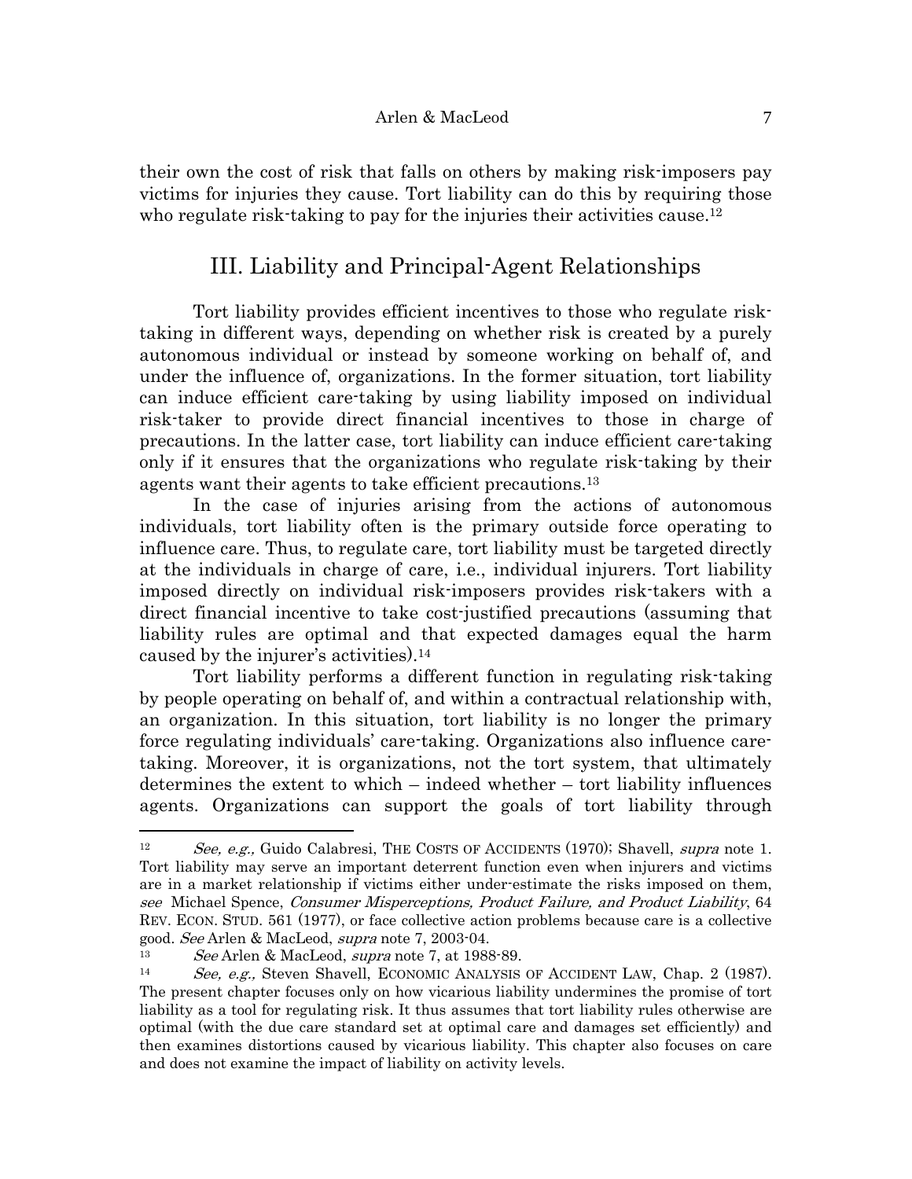their own the cost of risk that falls on others by making risk-imposers pay victims for injuries they cause. Tort liability can do this by requiring those who regulate risk-taking to pay for the injuries their activities cause.[12]

## III. Liability and Principal-Agent Relationships

Tort liability provides efficient incentives to those who regulate risk-taking in different ways, depending on whether risk is created by a purely autonomous individual or instead by someone working on behalf of, and under the influence of, organizations. In the former situation, tort liability can induce efficient care-taking by using liability imposed on individual risk-taker to provide direct financial incentives to those in charge of precautions. In the latter case, tort liability can induce efficient care-taking only if it ensures that the organizations who regulate risk-taking by their agents want their agents to take efficient precautions.[13]

In the case of injuries arising from the actions of autonomous individuals, tort liability often is the primary outside force operating to influence care. Thus, to regulate care, tort liability must be targeted directly at the individuals in charge of care, i.e., individual injurers. Tort liability imposed directly on individual risk-imposers provides risk-takers with a direct financial incentive to take cost-justified precautions (assuming that liability rules are optimal and that expected damages equal the harm caused by the injurer's activities).[14]

Tort liability performs a different function in regulating risk-taking by people operating on behalf of, and within a contractual relationship with, an organization. In this situation, tort liability is no longer the primary force regulating individuals' care-taking. Organizations also influence care-taking. Moreover, it is organizations, not the tort system, that ultimately determines the extent to which – indeed whether – tort liability influences agents. Organizations can support the goals of tort liability through

---

[12] *See, e.g.,* Guido Calabresi, THE COSTS OF ACCIDENTS (1970); Shavell, *supra* note 1. Tort liability may serve an important deterrent function even when injurers and victims are in a market relationship if victims either under-estimate the risks imposed on them, *see* Michael Spence, *Consumer Misperceptions, Product Failure, and Product Liability*, 64 REV. ECON. STUD. 561 (1977), or face collective action problems because care is a collective good. *See* Arlen & MacLeod, *supra* note 7, 2003-04.

[13] *See* Arlen & MacLeod, *supra* note 7, at 1988-89.

[14] *See, e.g.,* Steven Shavell, ECONOMIC ANALYSIS OF ACCIDENT LAW, Chap. 2 (1987). The present chapter focuses only on how vicarious liability undermines the promise of tort liability as a tool for regulating risk. It thus assumes that tort liability rules otherwise are optimal (with the due care standard set at optimal care and damages set efficiently) and then examines distortions caused by vicarious liability. This chapter also focuses on care and does not examine the impact of liability on activity levels.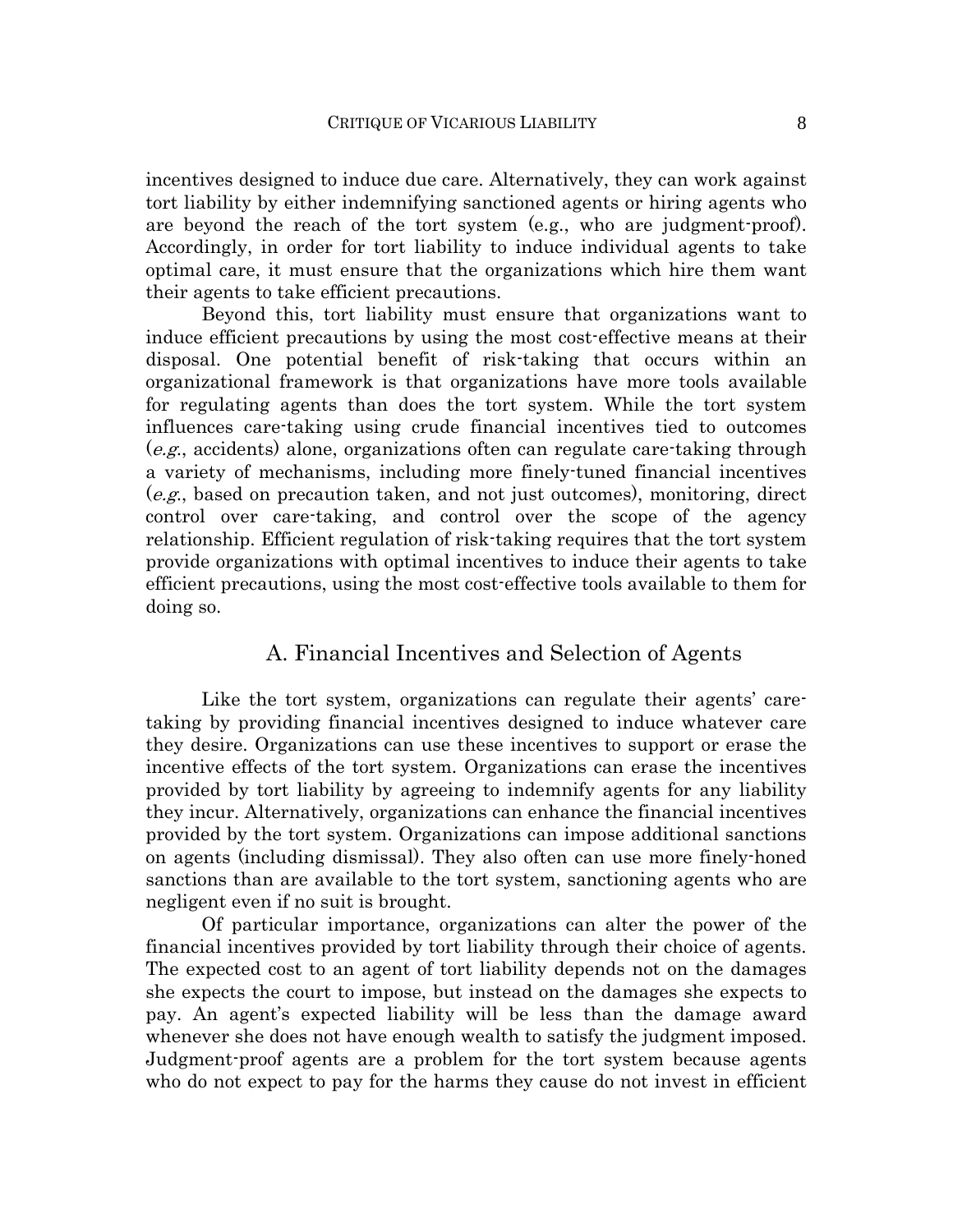incentives designed to induce due care. Alternatively, they can work against tort liability by either indemnifying sanctioned agents or hiring agents who are beyond the reach of the tort system (e.g., who are judgment-proof). Accordingly, in order for tort liability to induce individual agents to take optimal care, it must ensure that the organizations which hire them want their agents to take efficient precautions.

Beyond this, tort liability must ensure that organizations want to induce efficient precautions by using the most cost-effective means at their disposal. One potential benefit of risk-taking that occurs within an organizational framework is that organizations have more tools available for regulating agents than does the tort system. While the tort system influences care-taking using crude financial incentives tied to outcomes (*e.g.*, accidents) alone, organizations often can regulate care-taking through a variety of mechanisms, including more finely-tuned financial incentives (*e.g.*, based on precaution taken, and not just outcomes), monitoring, direct control over care-taking, and control over the scope of the agency relationship. Efficient regulation of risk-taking requires that the tort system provide organizations with optimal incentives to induce their agents to take efficient precautions, using the most cost-effective tools available to them for doing so.

## A. Financial Incentives and Selection of Agents

Like the tort system, organizations can regulate their agents' care-taking by providing financial incentives designed to induce whatever care they desire. Organizations can use these incentives to support or erase the incentive effects of the tort system. Organizations can erase the incentives provided by tort liability by agreeing to indemnify agents for any liability they incur. Alternatively, organizations can enhance the financial incentives provided by the tort system. Organizations can impose additional sanctions on agents (including dismissal). They also often can use more finely-honed sanctions than are available to the tort system, sanctioning agents who are negligent even if no suit is brought.

Of particular importance, organizations can alter the power of the financial incentives provided by tort liability through their choice of agents. The expected cost to an agent of tort liability depends not on the damages she expects the court to impose, but instead on the damages she expects to pay. An agent's expected liability will be less than the damage award whenever she does not have enough wealth to satisfy the judgment imposed. Judgment-proof agents are a problem for the tort system because agents who do not expect to pay for the harms they cause do not invest in efficient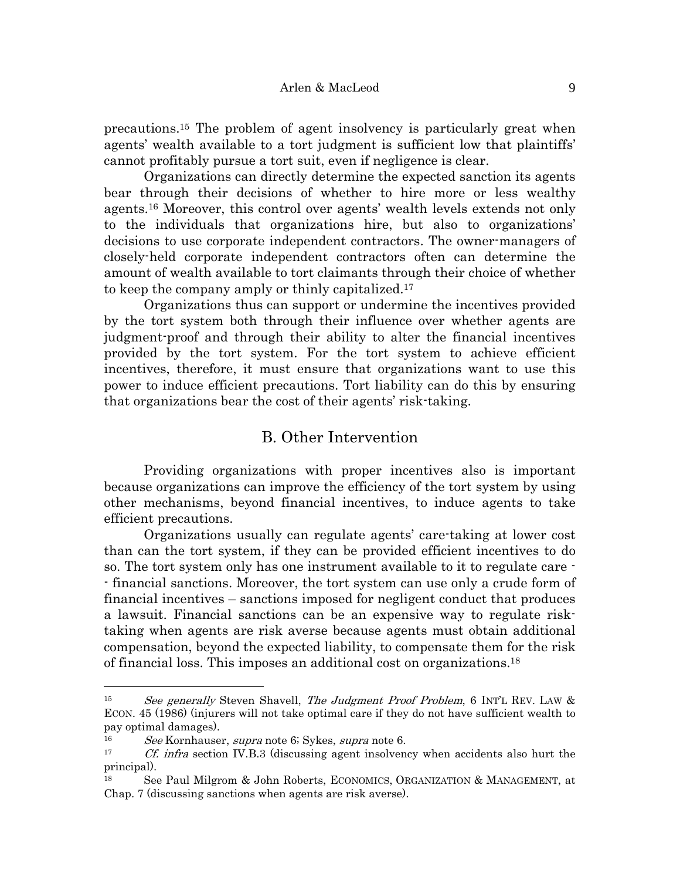precautions.[15] The problem of agent insolvency is particularly great when agents' wealth available to a tort judgment is sufficient low that plaintiffs' cannot profitably pursue a tort suit, even if negligence is clear.

Organizations can directly determine the expected sanction its agents bear through their decisions of whether to hire more or less wealthy agents.[16] Moreover, this control over agents' wealth levels extends not only to the individuals that organizations hire, but also to organizations' decisions to use corporate independent contractors. The owner-managers of closely-held corporate independent contractors often can determine the amount of wealth available to tort claimants through their choice of whether to keep the company amply or thinly capitalized.[17]

Organizations thus can support or undermine the incentives provided by the tort system both through their influence over whether agents are judgment-proof and through their ability to alter the financial incentives provided by the tort system. For the tort system to achieve efficient incentives, therefore, it must ensure that organizations want to use this power to induce efficient precautions. Tort liability can do this by ensuring that organizations bear the cost of their agents' risk-taking.

## B. Other Intervention

Providing organizations with proper incentives also is important because organizations can improve the efficiency of the tort system by using other mechanisms, beyond financial incentives, to induce agents to take efficient precautions.

Organizations usually can regulate agents' care-taking at lower cost than can the tort system, if they can be provided efficient incentives to do so. The tort system only has one instrument available to it to regulate care -- financial sanctions. Moreover, the tort system can use only a crude form of financial incentives – sanctions imposed for negligent conduct that produces a lawsuit. Financial sanctions can be an expensive way to regulate risk-taking when agents are risk averse because agents must obtain additional compensation, beyond the expected liability, to compensate them for the risk of financial loss. This imposes an additional cost on organizations.[18]

---

[15] *See generally* Steven Shavell, *The Judgment Proof Problem*, 6 INT'L REV. LAW & ECON. 45 (1986) (injurers will not take optimal care if they do not have sufficient wealth to pay optimal damages).

[16] *See* Kornhauser, *supra* note 6; Sykes, *supra* note 6.

[17] *Cf. infra* section IV.B.3 (discussing agent insolvency when accidents also hurt the principal).

[18] See Paul Milgrom & John Roberts, ECONOMICS, ORGANIZATION & MANAGEMENT, at Chap. 7 (discussing sanctions when agents are risk averse).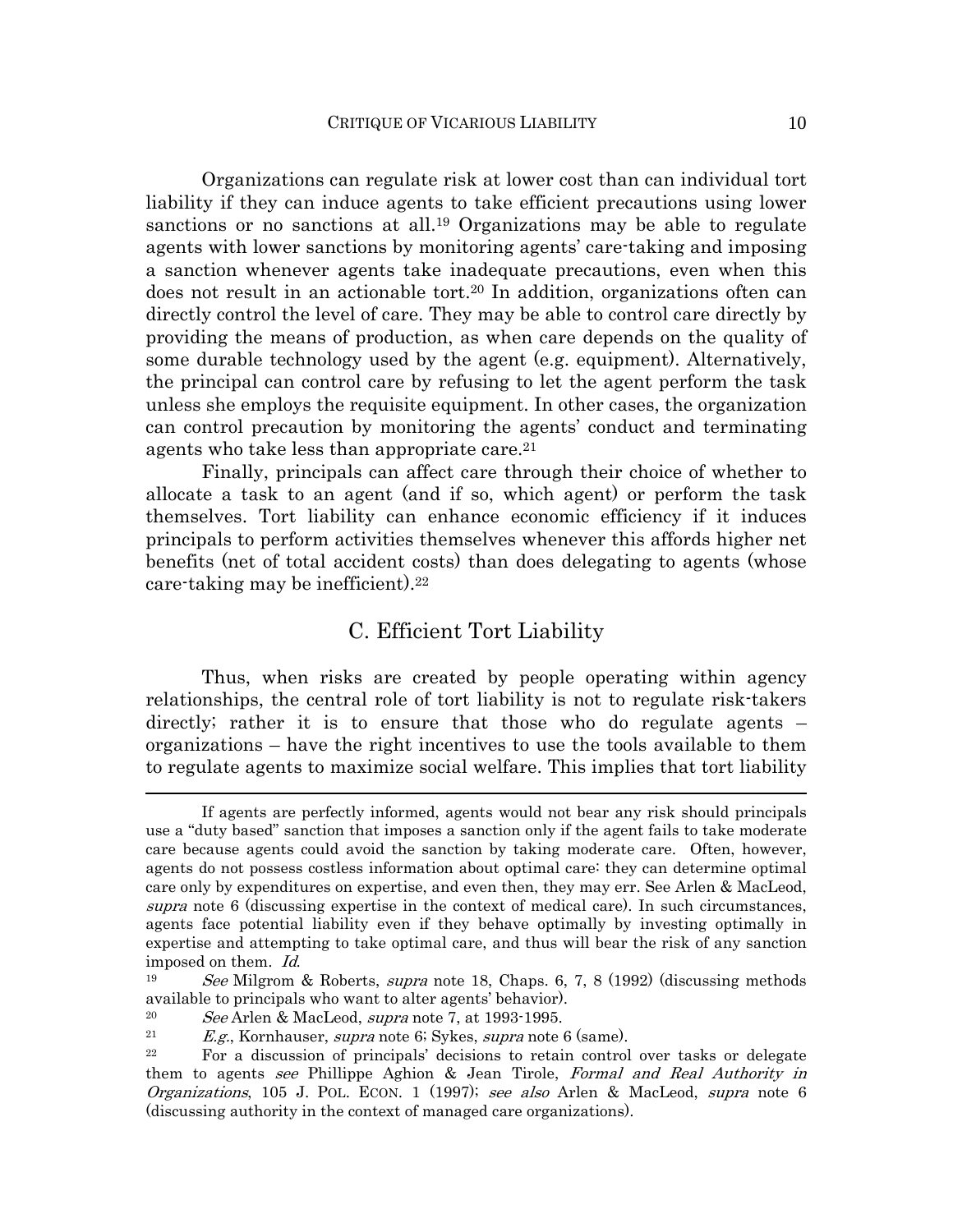Organizations can regulate risk at lower cost than can individual tort liability if they can induce agents to take efficient precautions using lower sanctions or no sanctions at all.[19] Organizations may be able to regulate agents with lower sanctions by monitoring agents' care-taking and imposing a sanction whenever agents take inadequate precautions, even when this does not result in an actionable tort.[20] In addition, organizations often can directly control the level of care. They may be able to control care directly by providing the means of production, as when care depends on the quality of some durable technology used by the agent (e.g. equipment). Alternatively, the principal can control care by refusing to let the agent perform the task unless she employs the requisite equipment. In other cases, the organization can control precaution by monitoring the agents' conduct and terminating agents who take less than appropriate care.[21]

Finally, principals can affect care through their choice of whether to allocate a task to an agent (and if so, which agent) or perform the task themselves. Tort liability can enhance economic efficiency if it induces principals to perform activities themselves whenever this affords higher net benefits (net of total accident costs) than does delegating to agents (whose care-taking may be inefficient).[22]

## C. Efficient Tort Liability

Thus, when risks are created by people operating within agency relationships, the central role of tort liability is not to regulate risk-takers directly; rather it is to ensure that those who do regulate agents – organizations – have the right incentives to use the tools available to them to regulate agents to maximize social welfare. This implies that tort liability

---

If agents are perfectly informed, agents would not bear any risk should principals use a "duty based" sanction that imposes a sanction only if the agent fails to take moderate care because agents could avoid the sanction by taking moderate care. Often, however, agents do not possess costless information about optimal care: they can determine optimal care only by expenditures on expertise, and even then, they may err. See Arlen & MacLeod, *supra* note 6 (discussing expertise in the context of medical care). In such circumstances, agents face potential liability even if they behave optimally by investing optimally in expertise and attempting to take optimal care, and thus will bear the risk of any sanction imposed on them. *Id.*

[19] *See* Milgrom & Roberts, *supra* note 18, Chaps. 6, 7, 8 (1992) (discussing methods available to principals who want to alter agents' behavior).

[20] *See* Arlen & MacLeod, *supra* note 7, at 1993-1995.

[21] *E.g.*, Kornhauser, *supra* note 6; Sykes, *supra* note 6 (same).

[22] For a discussion of principals' decisions to retain control over tasks or delegate them to agents *see* Phillippe Aghion & Jean Tirole, *Formal and Real Authority in Organizations*, 105 J. POL. ECON. 1 (1997); *see also* Arlen & MacLeod, *supra* note 6 (discussing authority in the context of managed care organizations).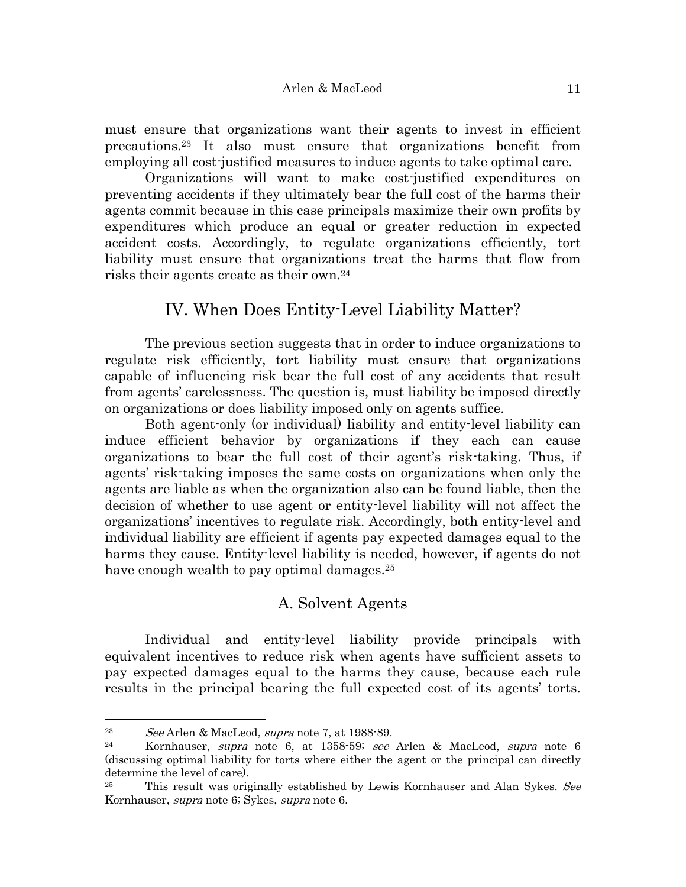must ensure that organizations want their agents to invest in efficient precautions.[23] It also must ensure that organizations benefit from employing all cost-justified measures to induce agents to take optimal care.

Organizations will want to make cost-justified expenditures on preventing accidents if they ultimately bear the full cost of the harms their agents commit because in this case principals maximize their own profits by expenditures which produce an equal or greater reduction in expected accident costs. Accordingly, to regulate organizations efficiently, tort liability must ensure that organizations treat the harms that flow from risks their agents create as their own.[24]

## IV. When Does Entity-Level Liability Matter?

The previous section suggests that in order to induce organizations to regulate risk efficiently, tort liability must ensure that organizations capable of influencing risk bear the full cost of any accidents that result from agents' carelessness. The question is, must liability be imposed directly on organizations or does liability imposed only on agents suffice.

Both agent-only (or individual) liability and entity-level liability can induce efficient behavior by organizations if they each can cause organizations to bear the full cost of their agent's risk-taking. Thus, if agents' risk-taking imposes the same costs on organizations when only the agents are liable as when the organization also can be found liable, then the decision of whether to use agent or entity-level liability will not affect the organizations' incentives to regulate risk. Accordingly, both entity-level and individual liability are efficient if agents pay expected damages equal to the harms they cause. Entity-level liability is needed, however, if agents do not have enough wealth to pay optimal damages.[25]

### A. Solvent Agents

Individual and entity-level liability provide principals with equivalent incentives to reduce risk when agents have sufficient assets to pay expected damages equal to the harms they cause, because each rule results in the principal bearing the full expected cost of its agents' torts.

---

[23] *See* Arlen & MacLeod, *supra* note 7, at 1988-89.

[24] Kornhauser, *supra* note 6, at 1358-59; *see* Arlen & MacLeod, *supra* note 6 (discussing optimal liability for torts where either the agent or the principal can directly determine the level of care).

[25] This result was originally established by Lewis Kornhauser and Alan Sykes. *See* Kornhauser, *supra* note 6; Sykes, *supra* note 6.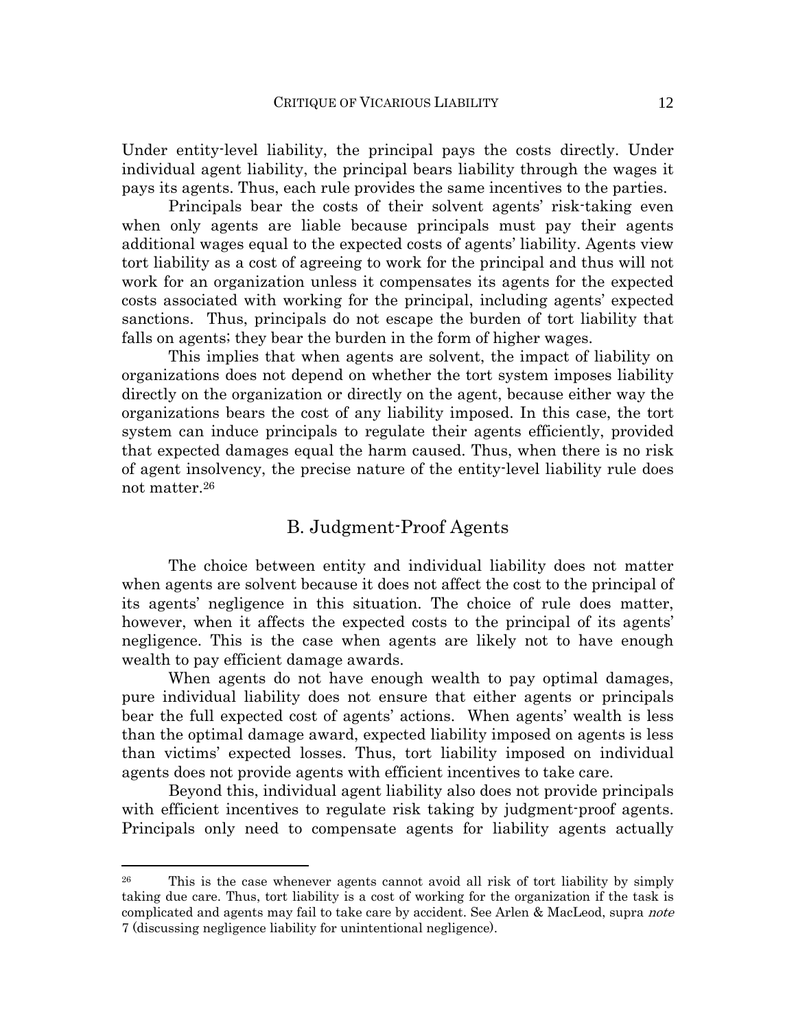Under entity-level liability, the principal pays the costs directly. Under individual agent liability, the principal bears liability through the wages it pays its agents. Thus, each rule provides the same incentives to the parties.

Principals bear the costs of their solvent agents' risk-taking even when only agents are liable because principals must pay their agents additional wages equal to the expected costs of agents' liability. Agents view tort liability as a cost of agreeing to work for the principal and thus will not work for an organization unless it compensates its agents for the expected costs associated with working for the principal, including agents' expected sanctions. Thus, principals do not escape the burden of tort liability that falls on agents; they bear the burden in the form of higher wages.

This implies that when agents are solvent, the impact of liability on organizations does not depend on whether the tort system imposes liability directly on the organization or directly on the agent, because either way the organizations bears the cost of any liability imposed. In this case, the tort system can induce principals to regulate their agents efficiently, provided that expected damages equal the harm caused. Thus, when there is no risk of agent insolvency, the precise nature of the entity-level liability rule does not matter.[26]

## B. Judgment-Proof Agents

The choice between entity and individual liability does not matter when agents are solvent because it does not affect the cost to the principal of its agents' negligence in this situation. The choice of rule does matter, however, when it affects the expected costs to the principal of its agents' negligence. This is the case when agents are likely not to have enough wealth to pay efficient damage awards.

When agents do not have enough wealth to pay optimal damages, pure individual liability does not ensure that either agents or principals bear the full expected cost of agents' actions. When agents' wealth is less than the optimal damage award, expected liability imposed on agents is less than victims' expected losses. Thus, tort liability imposed on individual agents does not provide agents with efficient incentives to take care.

Beyond this, individual agent liability also does not provide principals with efficient incentives to regulate risk taking by judgment-proof agents. Principals only need to compensate agents for liability agents actually

---

[26] This is the case whenever agents cannot avoid all risk of tort liability by simply taking due care. Thus, tort liability is a cost of working for the organization if the task is complicated and agents may fail to take care by accident. See Arlen & MacLeod, supra *note* 7 (discussing negligence liability for unintentional negligence).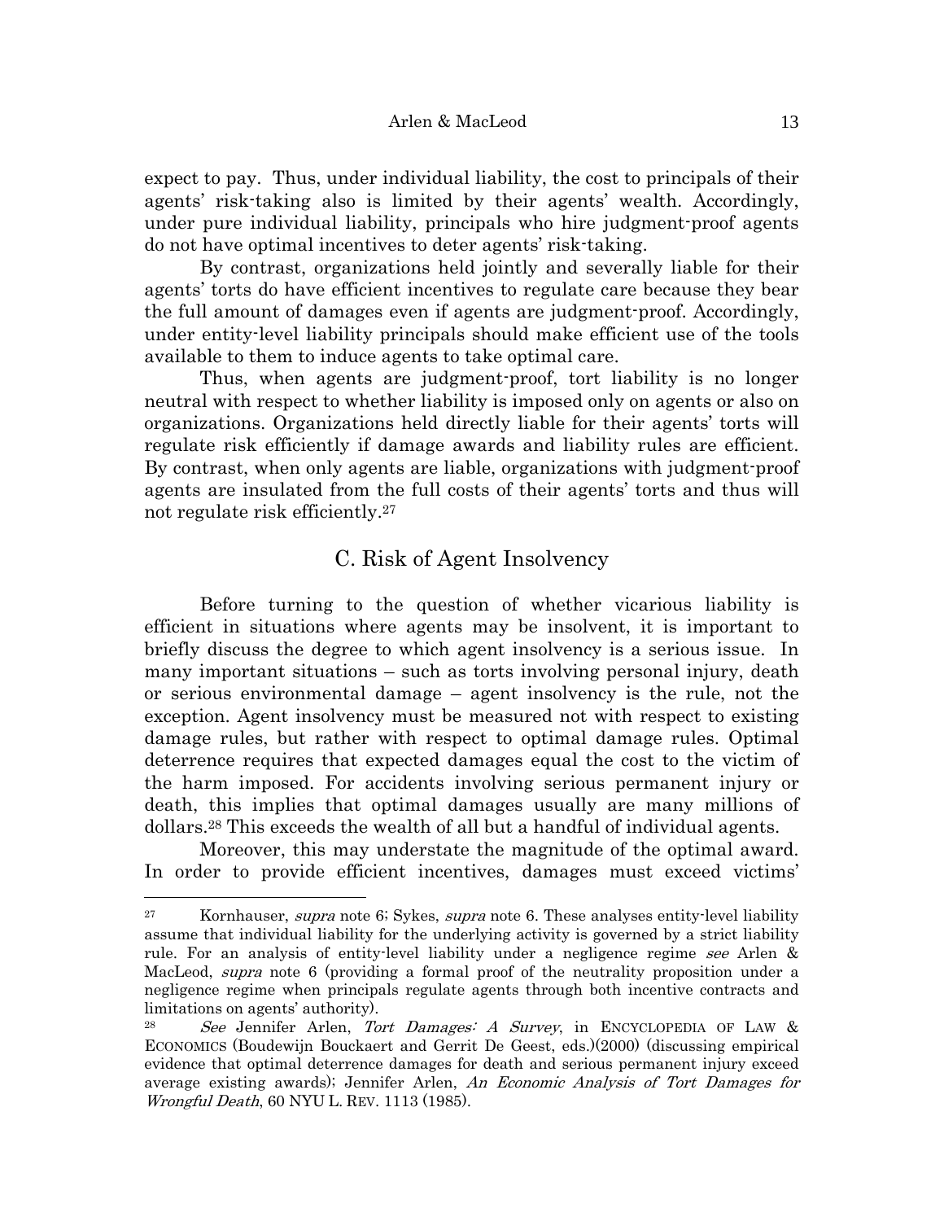expect to pay. Thus, under individual liability, the cost to principals of their agents' risk-taking also is limited by their agents' wealth. Accordingly, under pure individual liability, principals who hire judgment-proof agents do not have optimal incentives to deter agents' risk-taking.

By contrast, organizations held jointly and severally liable for their agents' torts do have efficient incentives to regulate care because they bear the full amount of damages even if agents are judgment-proof. Accordingly, under entity-level liability principals should make efficient use of the tools available to them to induce agents to take optimal care.

Thus, when agents are judgment-proof, tort liability is no longer neutral with respect to whether liability is imposed only on agents or also on organizations. Organizations held directly liable for their agents' torts will regulate risk efficiently if damage awards and liability rules are efficient. By contrast, when only agents are liable, organizations with judgment-proof agents are insulated from the full costs of their agents' torts and thus will not regulate risk efficiently.[27]

## C. Risk of Agent Insolvency

Before turning to the question of whether vicarious liability is efficient in situations where agents may be insolvent, it is important to briefly discuss the degree to which agent insolvency is a serious issue. In many important situations – such as torts involving personal injury, death or serious environmental damage – agent insolvency is the rule, not the exception. Agent insolvency must be measured not with respect to existing damage rules, but rather with respect to optimal damage rules. Optimal deterrence requires that expected damages equal the cost to the victim of the harm imposed. For accidents involving serious permanent injury or death, this implies that optimal damages usually are many millions of dollars.[28] This exceeds the wealth of all but a handful of individual agents.

Moreover, this may understate the magnitude of the optimal award. In order to provide efficient incentives, damages must exceed victims'

---

[27] Kornhauser, *supra* note 6; Sykes, *supra* note 6. These analyses entity-level liability assume that individual liability for the underlying activity is governed by a strict liability rule. For an analysis of entity-level liability under a negligence regime *see* Arlen & MacLeod, *supra* note 6 (providing a formal proof of the neutrality proposition under a negligence regime when principals regulate agents through both incentive contracts and limitations on agents' authority).

[28] *See* Jennifer Arlen, *Tort Damages: A Survey*, in ENCYCLOPEDIA OF LAW & ECONOMICS (Boudewijn Bouckaert and Gerrit De Geest, eds.)(2000) (discussing empirical evidence that optimal deterrence damages for death and serious permanent injury exceed average existing awards); Jennifer Arlen, *An Economic Analysis of Tort Damages for Wrongful Death*, 60 NYU L. REV. 1113 (1985).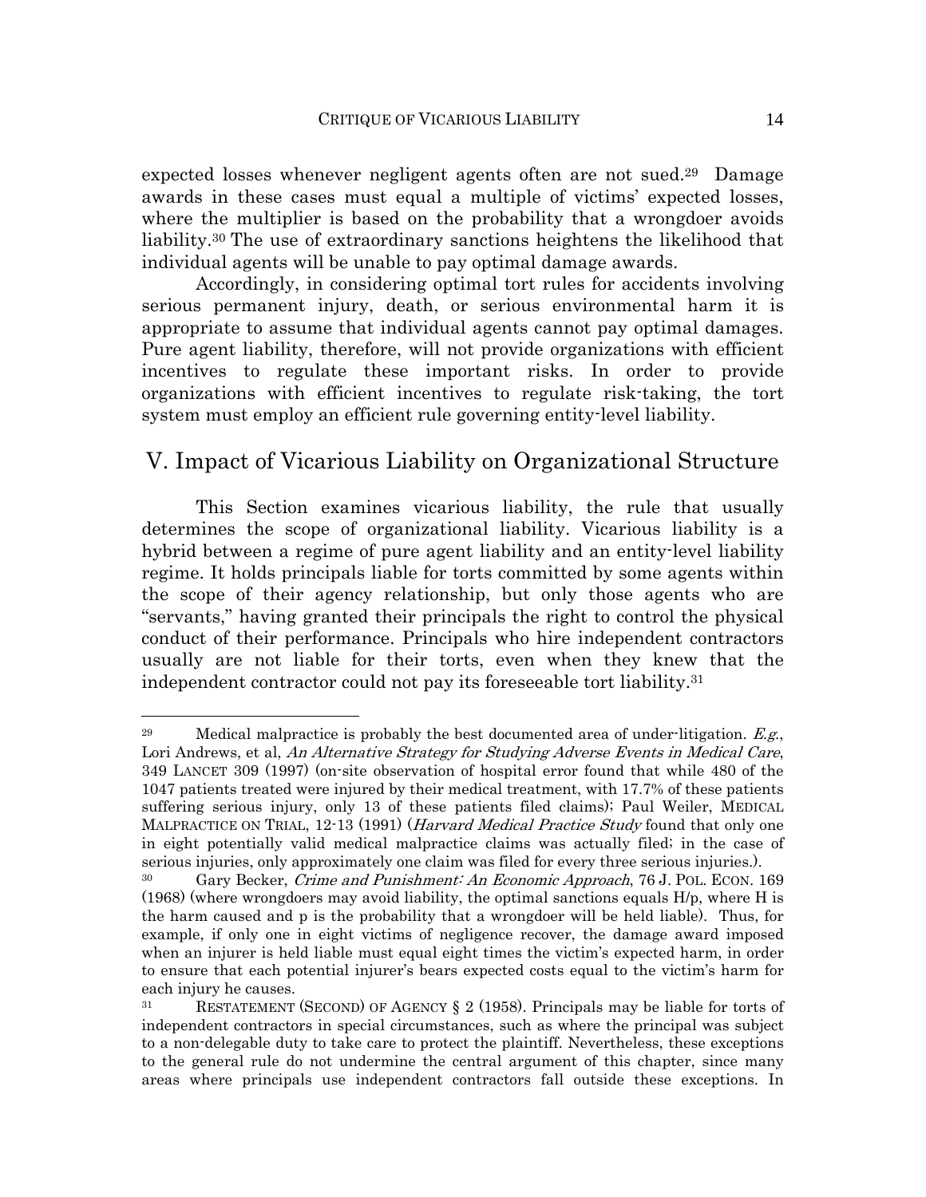expected losses whenever negligent agents often are not sued.[29] Damage awards in these cases must equal a multiple of victims' expected losses, where the multiplier is based on the probability that a wrongdoer avoids liability.[30] The use of extraordinary sanctions heightens the likelihood that individual agents will be unable to pay optimal damage awards.

Accordingly, in considering optimal tort rules for accidents involving serious permanent injury, death, or serious environmental harm it is appropriate to assume that individual agents cannot pay optimal damages. Pure agent liability, therefore, will not provide organizations with efficient incentives to regulate these important risks. In order to provide organizations with efficient incentives to regulate risk-taking, the tort system must employ an efficient rule governing entity-level liability.

## V. Impact of Vicarious Liability on Organizational Structure

This Section examines vicarious liability, the rule that usually determines the scope of organizational liability. Vicarious liability is a hybrid between a regime of pure agent liability and an entity-level liability regime. It holds principals liable for torts committed by some agents within the scope of their agency relationship, but only those agents who are "servants," having granted their principals the right to control the physical conduct of their performance. Principals who hire independent contractors usually are not liable for their torts, even when they knew that the independent contractor could not pay its foreseeable tort liability.[31]

---

[29] Medical malpractice is probably the best documented area of under-litigation. *E.g.*, Lori Andrews, et al, *An Alternative Strategy for Studying Adverse Events in Medical Care*, 349 LANCET 309 (1997) (on-site observation of hospital error found that while 480 of the 1047 patients treated were injured by their medical treatment, with 17.7% of these patients suffering serious injury, only 13 of these patients filed claims); Paul Weiler, MEDICAL MALPRACTICE ON TRIAL, 12-13 (1991) (*Harvard Medical Practice Study* found that only one in eight potentially valid medical malpractice claims was actually filed; in the case of serious injuries, only approximately one claim was filed for every three serious injuries.).

[30] Gary Becker, *Crime and Punishment: An Economic Approach*, 76 J. POL. ECON. 169 (1968) (where wrongdoers may avoid liability, the optimal sanctions equals H/p, where H is the harm caused and p is the probability that a wrongdoer will be held liable). Thus, for example, if only one in eight victims of negligence recover, the damage award imposed when an injurer is held liable must equal eight times the victim's expected harm, in order to ensure that each potential injurer's bears expected costs equal to the victim's harm for each injury he causes.

[31] RESTATEMENT (SECOND) OF AGENCY § 2 (1958). Principals may be liable for torts of independent contractors in special circumstances, such as where the principal was subject to a non-delegable duty to take care to protect the plaintiff. Nevertheless, these exceptions to the general rule do not undermine the central argument of this chapter, since many areas where principals use independent contractors fall outside these exceptions. In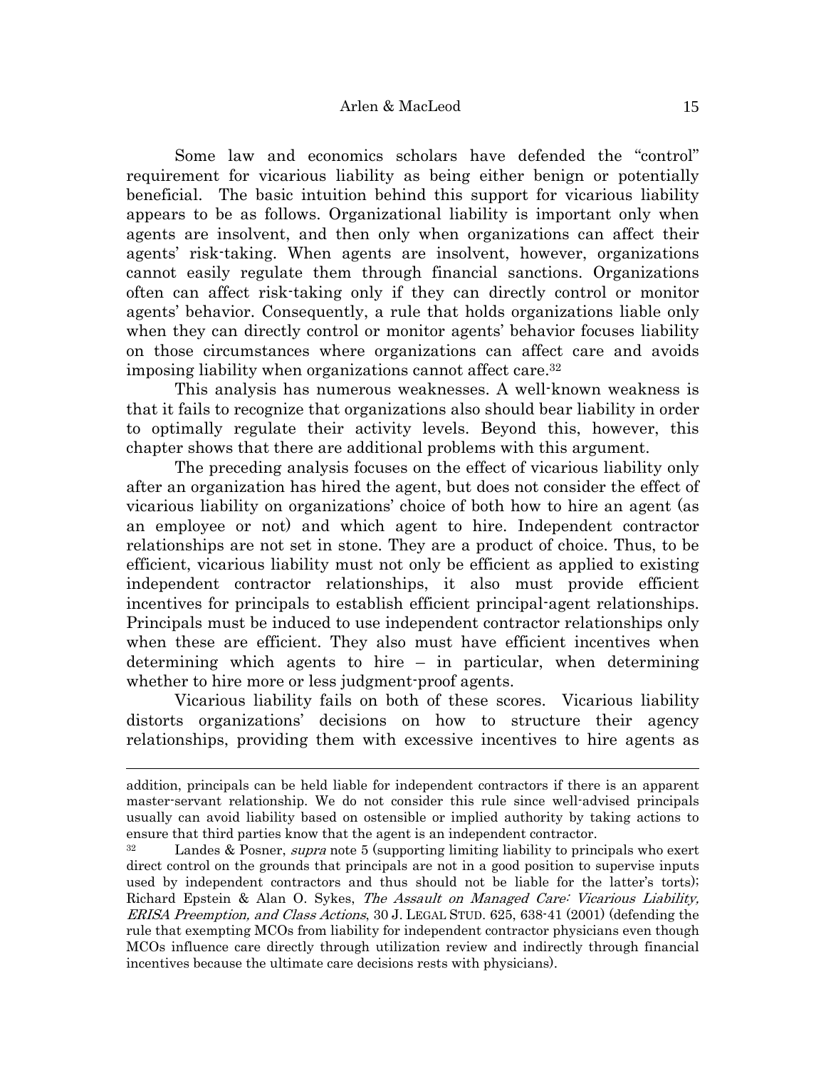Some law and economics scholars have defended the "control" requirement for vicarious liability as being either benign or potentially beneficial. The basic intuition behind this support for vicarious liability appears to be as follows. Organizational liability is important only when agents are insolvent, and then only when organizations can affect their agents' risk-taking. When agents are insolvent, however, organizations cannot easily regulate them through financial sanctions. Organizations often can affect risk-taking only if they can directly control or monitor agents' behavior. Consequently, a rule that holds organizations liable only when they can directly control or monitor agents' behavior focuses liability on those circumstances where organizations can affect care and avoids imposing liability when organizations cannot affect care.[32]

This analysis has numerous weaknesses. A well-known weakness is that it fails to recognize that organizations also should bear liability in order to optimally regulate their activity levels. Beyond this, however, this chapter shows that there are additional problems with this argument.

The preceding analysis focuses on the effect of vicarious liability only after an organization has hired the agent, but does not consider the effect of vicarious liability on organizations' choice of both how to hire an agent (as an employee or not) and which agent to hire. Independent contractor relationships are not set in stone. They are a product of choice. Thus, to be efficient, vicarious liability must not only be efficient as applied to existing independent contractor relationships, it also must provide efficient incentives for principals to establish efficient principal-agent relationships. Principals must be induced to use independent contractor relationships only when these are efficient. They also must have efficient incentives when determining which agents to hire – in particular, when determining whether to hire more or less judgment-proof agents.

Vicarious liability fails on both of these scores. Vicarious liability distorts organizations' decisions on how to structure their agency relationships, providing them with excessive incentives to hire agents as

---

addition, principals can be held liable for independent contractors if there is an apparent master-servant relationship. We do not consider this rule since well-advised principals usually can avoid liability based on ostensible or implied authority by taking actions to ensure that third parties know that the agent is an independent contractor.

[32] Landes & Posner, *supra* note 5 (supporting limiting liability to principals who exert direct control on the grounds that principals are not in a good position to supervise inputs used by independent contractors and thus should not be liable for the latter's torts); Richard Epstein & Alan O. Sykes, *The Assault on Managed Care: Vicarious Liability, ERISA Preemption, and Class Actions*, 30 J. LEGAL STUD. 625, 638-41 (2001) (defending the rule that exempting MCOs from liability for independent contractor physicians even though MCOs influence care directly through utilization review and indirectly through financial incentives because the ultimate care decisions rests with physicians).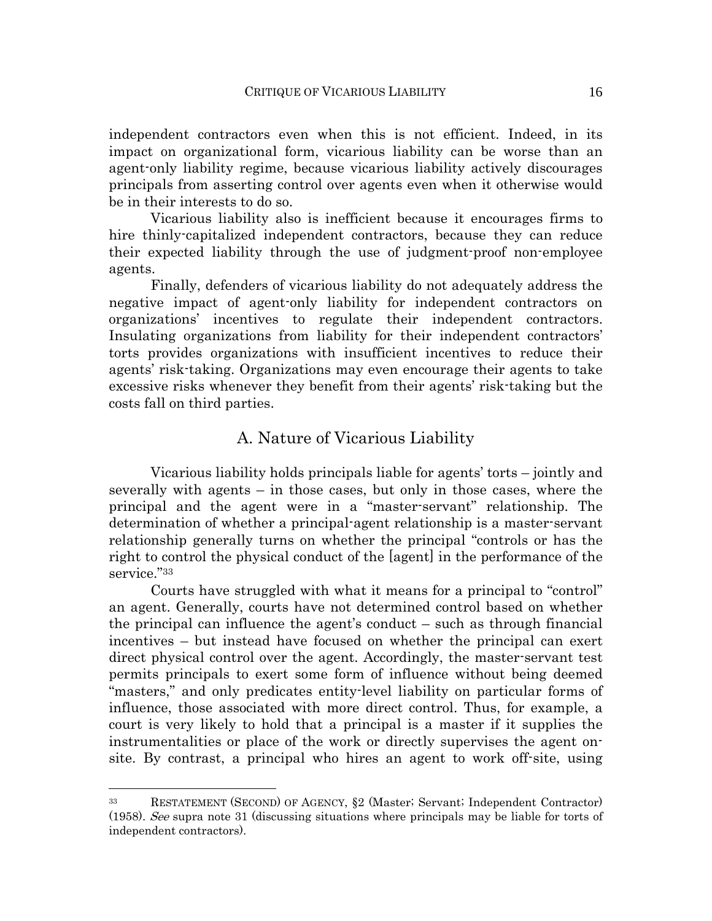independent contractors even when this is not efficient. Indeed, in its impact on organizational form, vicarious liability can be worse than an agent-only liability regime, because vicarious liability actively discourages principals from asserting control over agents even when it otherwise would be in their interests to do so.

Vicarious liability also is inefficient because it encourages firms to hire thinly-capitalized independent contractors, because they can reduce their expected liability through the use of judgment-proof non-employee agents.

Finally, defenders of vicarious liability do not adequately address the negative impact of agent-only liability for independent contractors on organizations' incentives to regulate their independent contractors. Insulating organizations from liability for their independent contractors' torts provides organizations with insufficient incentives to reduce their agents' risk-taking. Organizations may even encourage their agents to take excessive risks whenever they benefit from their agents' risk-taking but the costs fall on third parties.

## A. Nature of Vicarious Liability

Vicarious liability holds principals liable for agents' torts – jointly and severally with agents – in those cases, but only in those cases, where the principal and the agent were in a "master-servant" relationship. The determination of whether a principal-agent relationship is a master-servant relationship generally turns on whether the principal "controls or has the right to control the physical conduct of the [agent] in the performance of the service."[33]

Courts have struggled with what it means for a principal to "control" an agent. Generally, courts have not determined control based on whether the principal can influence the agent's conduct – such as through financial incentives – but instead have focused on whether the principal can exert direct physical control over the agent. Accordingly, the master-servant test permits principals to exert some form of influence without being deemed "masters," and only predicates entity-level liability on particular forms of influence, those associated with more direct control. Thus, for example, a court is very likely to hold that a principal is a master if it supplies the instrumentalities or place of the work or directly supervises the agent on-site. By contrast, a principal who hires an agent to work off-site, using

---

[33] RESTATEMENT (SECOND) OF AGENCY, §2 (Master; Servant; Independent Contractor) (1958). *See* supra note 31 (discussing situations where principals may be liable for torts of independent contractors).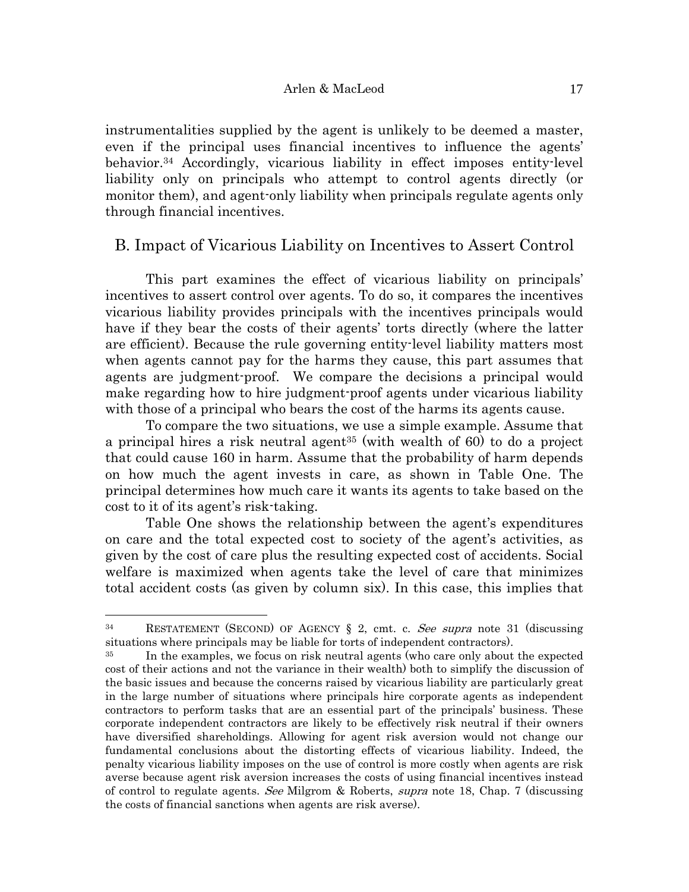instrumentalities supplied by the agent is unlikely to be deemed a master, even if the principal uses financial incentives to influence the agents' behavior.[34] Accordingly, vicarious liability in effect imposes entity-level liability only on principals who attempt to control agents directly (or monitor them), and agent-only liability when principals regulate agents only through financial incentives.

## B. Impact of Vicarious Liability on Incentives to Assert Control

This part examines the effect of vicarious liability on principals' incentives to assert control over agents. To do so, it compares the incentives vicarious liability provides principals with the incentives principals would have if they bear the costs of their agents' torts directly (where the latter are efficient). Because the rule governing entity-level liability matters most when agents cannot pay for the harms they cause, this part assumes that agents are judgment-proof. We compare the decisions a principal would make regarding how to hire judgment-proof agents under vicarious liability with those of a principal who bears the cost of the harms its agents cause.

To compare the two situations, we use a simple example. Assume that a principal hires a risk neutral agent[35] (with wealth of 60) to do a project that could cause 160 in harm. Assume that the probability of harm depends on how much the agent invests in care, as shown in Table One. The principal determines how much care it wants its agents to take based on the cost to it of its agent's risk-taking.

Table One shows the relationship between the agent's expenditures on care and the total expected cost to society of the agent's activities, as given by the cost of care plus the resulting expected cost of accidents. Social welfare is maximized when agents take the level of care that minimizes total accident costs (as given by column six). In this case, this implies that

---

[34] RESTATEMENT (SECOND) OF AGENCY § 2, cmt. c. *See supra* note 31 (discussing situations where principals may be liable for torts of independent contractors).

[35] In the examples, we focus on risk neutral agents (who care only about the expected cost of their actions and not the variance in their wealth) both to simplify the discussion of the basic issues and because the concerns raised by vicarious liability are particularly great in the large number of situations where principals hire corporate agents as independent contractors to perform tasks that are an essential part of the principals' business. These corporate independent contractors are likely to be effectively risk neutral if their owners have diversified shareholdings. Allowing for agent risk aversion would not change our fundamental conclusions about the distorting effects of vicarious liability. Indeed, the penalty vicarious liability imposes on the use of control is more costly when agents are risk averse because agent risk aversion increases the costs of using financial incentives instead of control to regulate agents. *See* Milgrom & Roberts, *supra* note 18, Chap. 7 (discussing the costs of financial sanctions when agents are risk averse).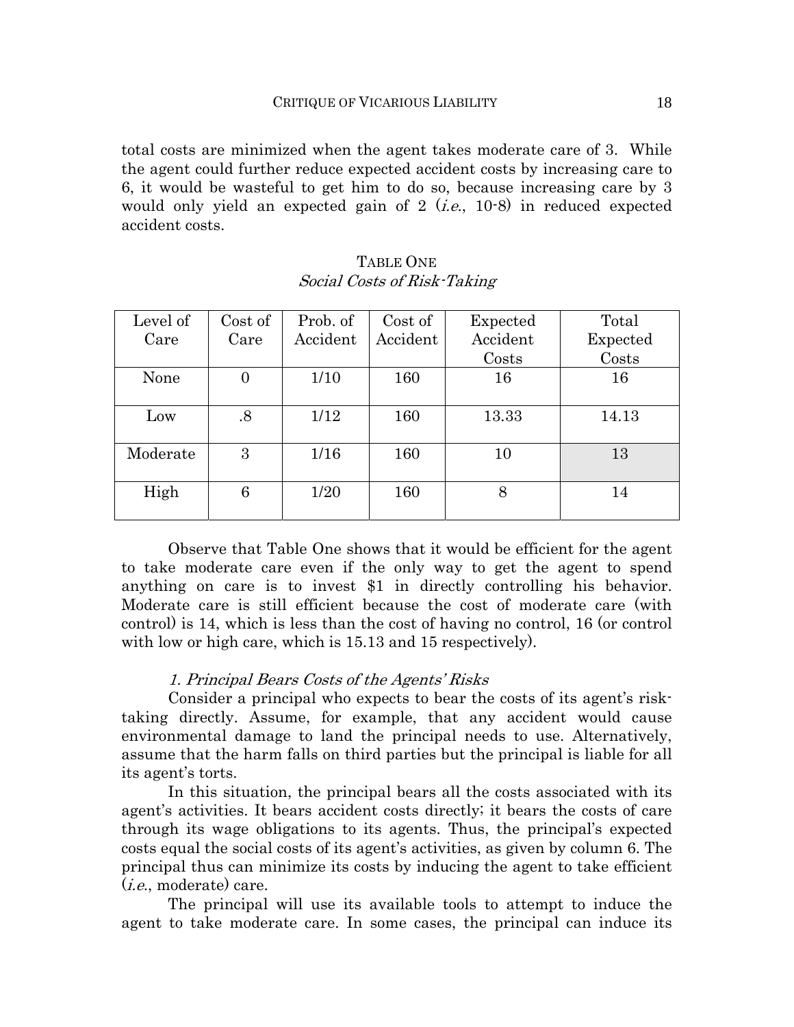total costs are minimized when the agent takes moderate care of 3. While the agent could further reduce expected accident costs by increasing care to 6, it would be wasteful to get him to do so, because increasing care by 3 would only yield an expected gain of 2 (*i.e.*, 10-8) in reduced expected accident costs.

TABLE ONE
*Social Costs of Risk-Taking*

| Level of Care | Cost of Care | Prob. of Accident | Cost of Accident | Expected Accident Costs | Total Expected Costs |
|---|---|---|---|---|---|
| None | 0 | 1/10 | 160 | 16 | 16 |
| Low | .8 | 1/12 | 160 | 13.33 | 14.13 |
| Moderate | 3 | 1/16 | 160 | 10 | 13 |
| High | 6 | 1/20 | 160 | 8 | 14 |

Observe that Table One shows that it would be efficient for the agent to take moderate care even if the only way to get the agent to spend anything on care is to invest $1 in directly controlling his behavior. Moderate care is still efficient because the cost of moderate care (with control) is 14, which is less than the cost of having no control, 16 (or control with low or high care, which is 15.13 and 15 respectively).

### *1. Principal Bears Costs of the Agents' Risks*

Consider a principal who expects to bear the costs of its agent's risk-taking directly. Assume, for example, that any accident would cause environmental damage to land the principal needs to use. Alternatively, assume that the harm falls on third parties but the principal is liable for all its agent's torts.

In this situation, the principal bears all the costs associated with its agent's activities. It bears accident costs directly; it bears the costs of care through its wage obligations to its agents. Thus, the principal's expected costs equal the social costs of its agent's activities, as given by column 6. The principal thus can minimize its costs by inducing the agent to take efficient (*i.e.*, moderate) care.

The principal will use its available tools to attempt to induce the agent to take moderate care. In some cases, the principal can induce its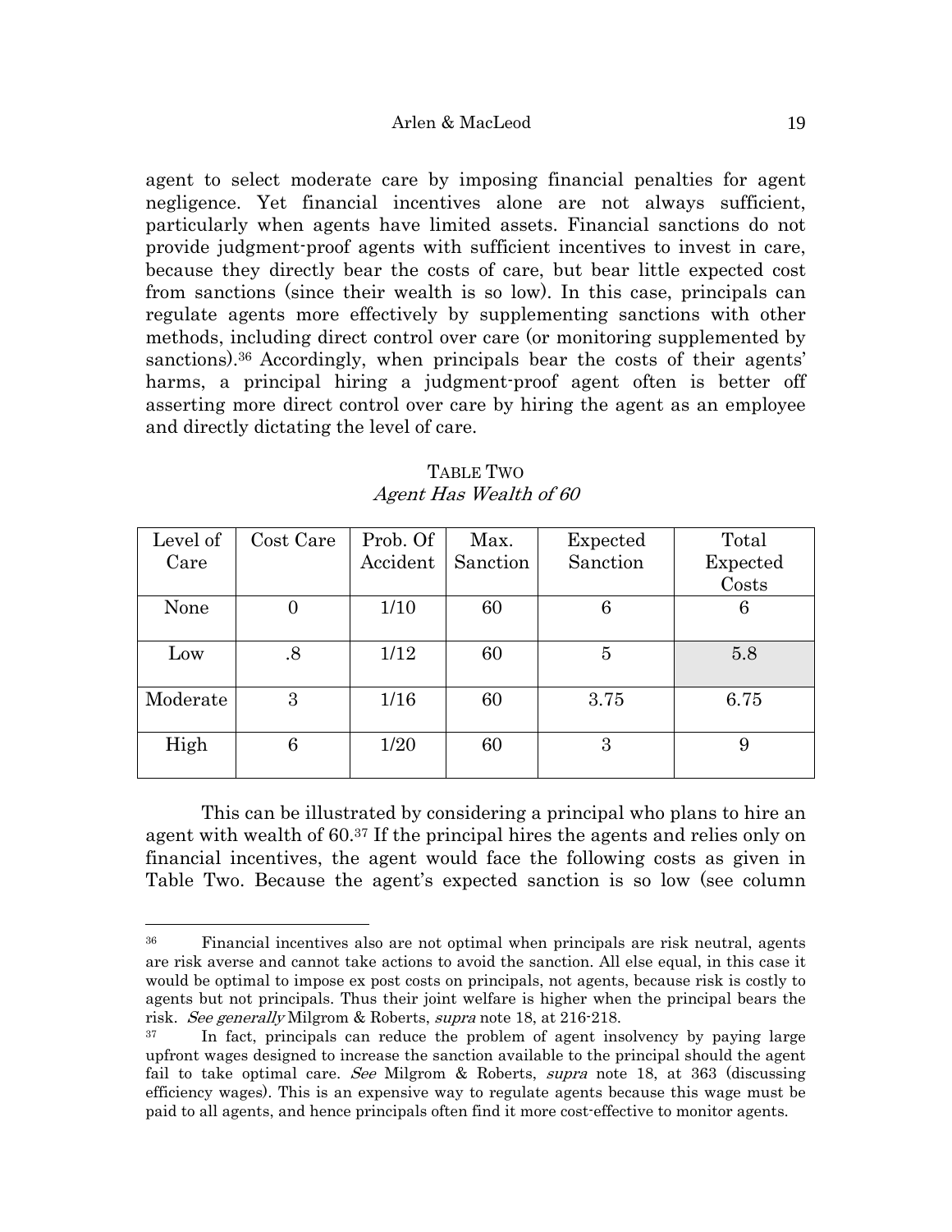agent to select moderate care by imposing financial penalties for agent negligence. Yet financial incentives alone are not always sufficient, particularly when agents have limited assets. Financial sanctions do not provide judgment-proof agents with sufficient incentives to invest in care, because they directly bear the costs of care, but bear little expected cost from sanctions (since their wealth is so low). In this case, principals can regulate agents more effectively by supplementing sanctions with other methods, including direct control over care (or monitoring supplemented by sanctions).[36] Accordingly, when principals bear the costs of their agents' harms, a principal hiring a judgment-proof agent often is better off asserting more direct control over care by hiring the agent as an employee and directly dictating the level of care.

TABLE TWO

*Agent Has Wealth of 60*

| Level of Care | Cost Care | Prob. Of Accident | Max. Sanction | Expected Sanction | Total Expected Costs |
|---|---|---|---|---|---|
| None | 0 | 1/10 | 60 | 6 | 6 |
| Low | .8 | 1/12 | 60 | 5 | 5.8 |
| Moderate | 3 | 1/16 | 60 | 3.75 | 6.75 |
| High | 6 | 1/20 | 60 | 3 | 9 |

This can be illustrated by considering a principal who plans to hire an agent with wealth of 60.[37] If the principal hires the agents and relies only on financial incentives, the agent would face the following costs as given in Table Two. Because the agent's expected sanction is so low (see column

---

[36] Financial incentives also are not optimal when principals are risk neutral, agents are risk averse and cannot take actions to avoid the sanction. All else equal, in this case it would be optimal to impose ex post costs on principals, not agents, because risk is costly to agents but not principals. Thus their joint welfare is higher when the principal bears the risk. *See generally* Milgrom & Roberts, *supra* note 18, at 216-218.

[37] In fact, principals can reduce the problem of agent insolvency by paying large upfront wages designed to increase the sanction available to the principal should the agent fail to take optimal care. *See* Milgrom & Roberts, *supra* note 18, at 363 (discussing efficiency wages). This is an expensive way to regulate agents because this wage must be paid to all agents, and hence principals often find it more cost-effective to monitor agents.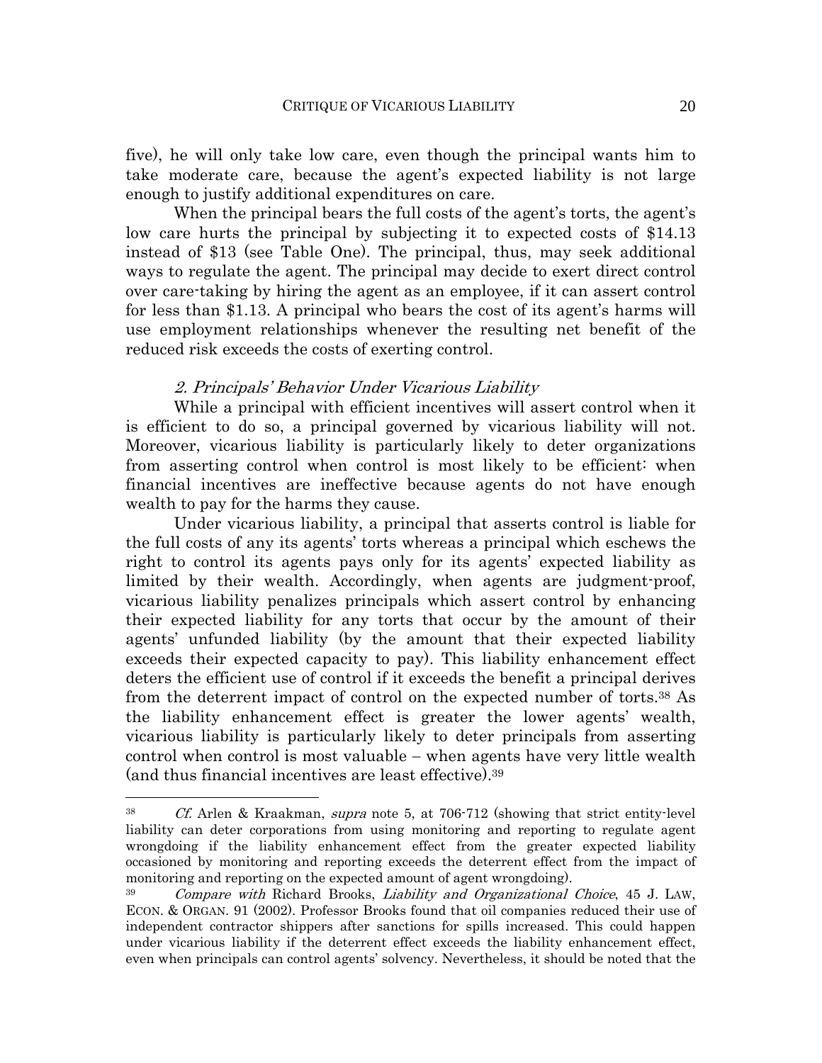five), he will only take low care, even though the principal wants him to take moderate care, because the agent's expected liability is not large enough to justify additional expenditures on care.

When the principal bears the full costs of the agent's torts, the agent's low care hurts the principal by subjecting it to expected costs of $14.13 instead of $13 (see Table One). The principal, thus, may seek additional ways to regulate the agent. The principal may decide to exert direct control over care-taking by hiring the agent as an employee, if it can assert control for less than $1.13. A principal who bears the cost of its agent's harms will use employment relationships whenever the resulting net benefit of the reduced risk exceeds the costs of exerting control.

### *2. Principals' Behavior Under Vicarious Liability*

While a principal with efficient incentives will assert control when it is efficient to do so, a principal governed by vicarious liability will not. Moreover, vicarious liability is particularly likely to deter organizations from asserting control when control is most likely to be efficient: when financial incentives are ineffective because agents do not have enough wealth to pay for the harms they cause.

Under vicarious liability, a principal that asserts control is liable for the full costs of any its agents' torts whereas a principal which eschews the right to control its agents pays only for its agents' expected liability as limited by their wealth. Accordingly, when agents are judgment-proof, vicarious liability penalizes principals which assert control by enhancing their expected liability for any torts that occur by the amount of their agents' unfunded liability (by the amount that their expected liability exceeds their expected capacity to pay). This liability enhancement effect deters the efficient use of control if it exceeds the benefit a principal derives from the deterrent impact of control on the expected number of torts.[38] As the liability enhancement effect is greater the lower agents' wealth, vicarious liability is particularly likely to deter principals from asserting control when control is most valuable – when agents have very little wealth (and thus financial incentives are least effective).[39]

---

[38] *Cf.* Arlen & Kraakman, *supra* note 5, at 706-712 (showing that strict entity-level liability can deter corporations from using monitoring and reporting to regulate agent wrongdoing if the liability enhancement effect from the greater expected liability occasioned by monitoring and reporting exceeds the deterrent effect from the impact of monitoring and reporting on the expected amount of agent wrongdoing).

[39] *Compare with* Richard Brooks, *Liability and Organizational Choice*, 45 J. LAW, ECON. & ORGAN. 91 (2002). Professor Brooks found that oil companies reduced their use of independent contractor shippers after sanctions for spills increased. This could happen under vicarious liability if the deterrent effect exceeds the liability enhancement effect, even when principals can control agents' solvency. Nevertheless, it should be noted that the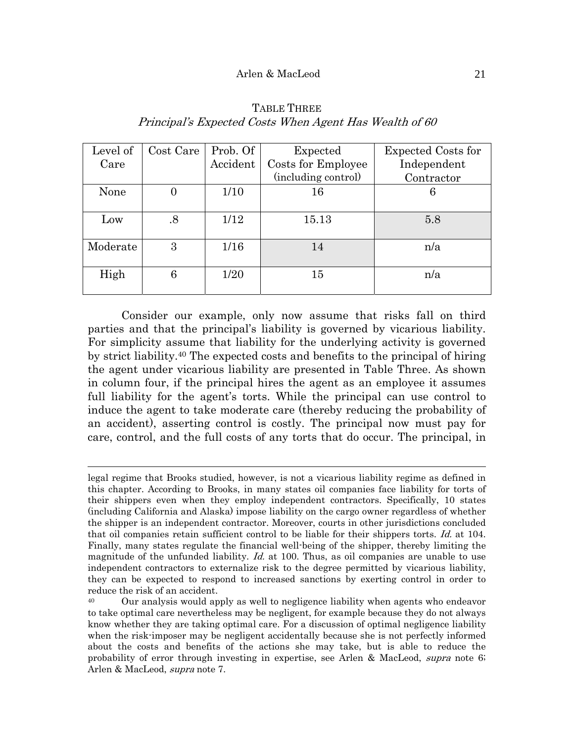TABLE THREE

*Principal's Expected Costs When Agent Has Wealth of 60*

| Level of Care | Cost Care | Prob. Of Accident | Expected Costs for Employee (including control) | Expected Costs for Independent Contractor |
|---|---|---|---|---|
| None | 0 | 1/10 | 16 | 6 |
| Low | .8 | 1/12 | 15.13 | 5.8 |
| Moderate | 3 | 1/16 | 14 | n/a |
| High | 6 | 1/20 | 15 | n/a |

Consider our example, only now assume that risks fall on third parties and that the principal's liability is governed by vicarious liability. For simplicity assume that liability for the underlying activity is governed by strict liability.[40] The expected costs and benefits to the principal of hiring the agent under vicarious liability are presented in Table Three. As shown in column four, if the principal hires the agent as an employee it assumes full liability for the agent's torts. While the principal can use control to induce the agent to take moderate care (thereby reducing the probability of an accident), asserting control is costly. The principal now must pay for care, control, and the full costs of any torts that do occur. The principal, in

---

legal regime that Brooks studied, however, is not a vicarious liability regime as defined in this chapter. According to Brooks, in many states oil companies face liability for torts of their shippers even when they employ independent contractors. Specifically, 10 states (including California and Alaska) impose liability on the cargo owner regardless of whether the shipper is an independent contractor. Moreover, courts in other jurisdictions concluded that oil companies retain sufficient control to be liable for their shippers torts. *Id.* at 104. Finally, many states regulate the financial well-being of the shipper, thereby limiting the magnitude of the unfunded liability. *Id.* at 100. Thus, as oil companies are unable to use independent contractors to externalize risk to the degree permitted by vicarious liability, they can be expected to respond to increased sanctions by exerting control in order to reduce the risk of an accident.

[40] Our analysis would apply as well to negligence liability when agents who endeavor to take optimal care nevertheless may be negligent, for example because they do not always know whether they are taking optimal care. For a discussion of optimal negligence liability when the risk-imposer may be negligent accidentally because she is not perfectly informed about the costs and benefits of the actions she may take, but is able to reduce the probability of error through investing in expertise, see Arlen & MacLeod, *supra* note 6; Arlen & MacLeod, *supra* note 7.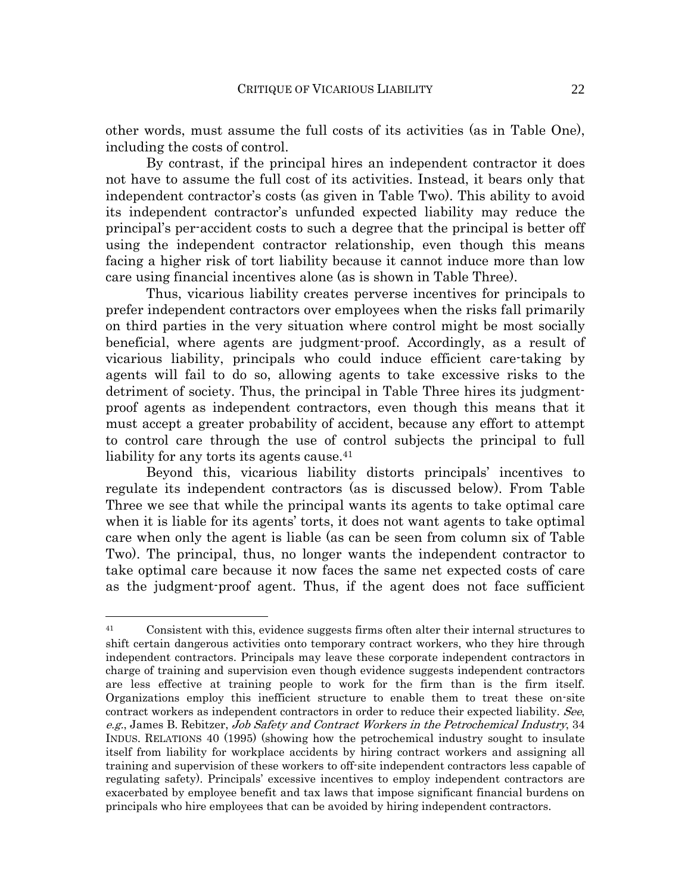other words, must assume the full costs of its activities (as in Table One), including the costs of control.

By contrast, if the principal hires an independent contractor it does not have to assume the full cost of its activities. Instead, it bears only that independent contractor's costs (as given in Table Two). This ability to avoid its independent contractor's unfunded expected liability may reduce the principal's per-accident costs to such a degree that the principal is better off using the independent contractor relationship, even though this means facing a higher risk of tort liability because it cannot induce more than low care using financial incentives alone (as is shown in Table Three).

Thus, vicarious liability creates perverse incentives for principals to prefer independent contractors over employees when the risks fall primarily on third parties in the very situation where control might be most socially beneficial, where agents are judgment-proof. Accordingly, as a result of vicarious liability, principals who could induce efficient care-taking by agents will fail to do so, allowing agents to take excessive risks to the detriment of society. Thus, the principal in Table Three hires its judgment-proof agents as independent contractors, even though this means that it must accept a greater probability of accident, because any effort to attempt to control care through the use of control subjects the principal to full liability for any torts its agents cause.[41]

Beyond this, vicarious liability distorts principals' incentives to regulate its independent contractors (as is discussed below). From Table Three we see that while the principal wants its agents to take optimal care when it is liable for its agents' torts, it does not want agents to take optimal care when only the agent is liable (as can be seen from column six of Table Two). The principal, thus, no longer wants the independent contractor to take optimal care because it now faces the same net expected costs of care as the judgment-proof agent. Thus, if the agent does not face sufficient

---

[41] Consistent with this, evidence suggests firms often alter their internal structures to shift certain dangerous activities onto temporary contract workers, who they hire through independent contractors. Principals may leave these corporate independent contractors in charge of training and supervision even though evidence suggests independent contractors are less effective at training people to work for the firm than is the firm itself. Organizations employ this inefficient structure to enable them to treat these on-site contract workers as independent contractors in order to reduce their expected liability. *See, e.g.*, James B. Rebitzer, *Job Safety and Contract Workers in the Petrochemical Industry*, 34 INDUS. RELATIONS 40 (1995) (showing how the petrochemical industry sought to insulate itself from liability for workplace accidents by hiring contract workers and assigning all training and supervision of these workers to off-site independent contractors less capable of regulating safety). Principals' excessive incentives to employ independent contractors are exacerbated by employee benefit and tax laws that impose significant financial burdens on principals who hire employees that can be avoided by hiring independent contractors.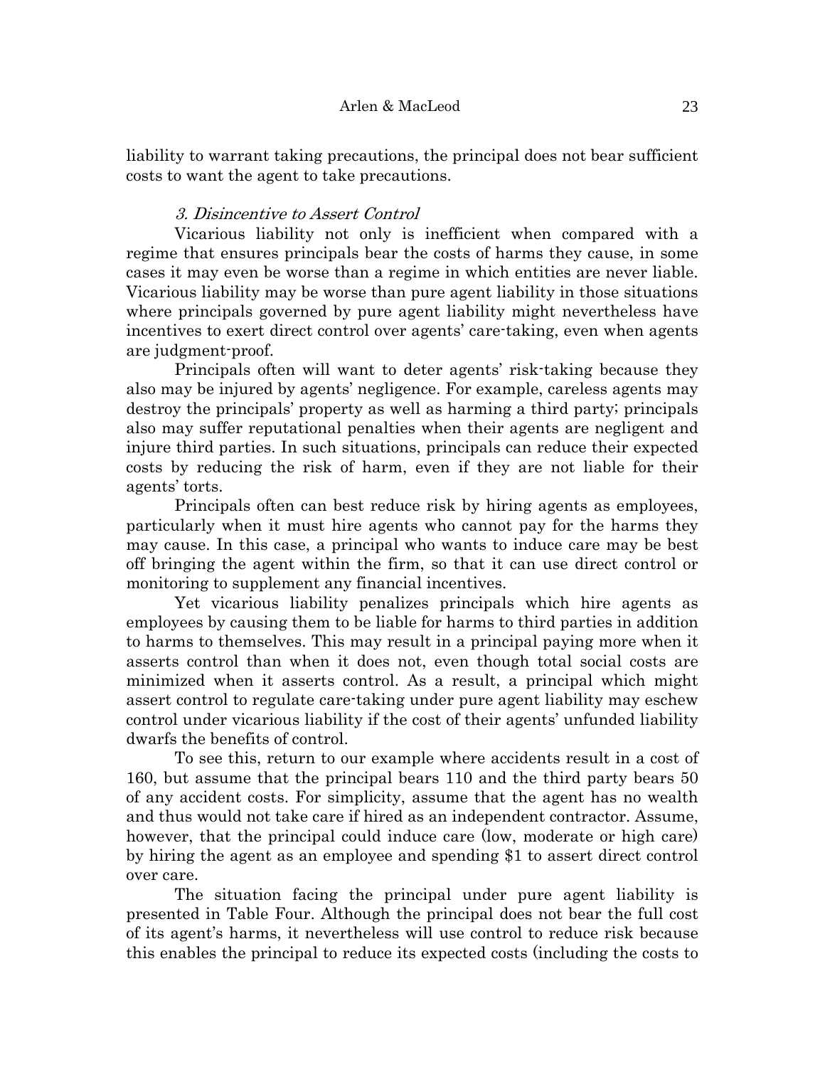liability to warrant taking precautions, the principal does not bear sufficient costs to want the agent to take precautions.

### *3. Disincentive to Assert Control*

Vicarious liability not only is inefficient when compared with a regime that ensures principals bear the costs of harms they cause, in some cases it may even be worse than a regime in which entities are never liable. Vicarious liability may be worse than pure agent liability in those situations where principals governed by pure agent liability might nevertheless have incentives to exert direct control over agents' care-taking, even when agents are judgment-proof.

Principals often will want to deter agents' risk-taking because they also may be injured by agents' negligence. For example, careless agents may destroy the principals' property as well as harming a third party; principals also may suffer reputational penalties when their agents are negligent and injure third parties. In such situations, principals can reduce their expected costs by reducing the risk of harm, even if they are not liable for their agents' torts.

Principals often can best reduce risk by hiring agents as employees, particularly when it must hire agents who cannot pay for the harms they may cause. In this case, a principal who wants to induce care may be best off bringing the agent within the firm, so that it can use direct control or monitoring to supplement any financial incentives.

Yet vicarious liability penalizes principals which hire agents as employees by causing them to be liable for harms to third parties in addition to harms to themselves. This may result in a principal paying more when it asserts control than when it does not, even though total social costs are minimized when it asserts control. As a result, a principal which might assert control to regulate care-taking under pure agent liability may eschew control under vicarious liability if the cost of their agents' unfunded liability dwarfs the benefits of control.

To see this, return to our example where accidents result in a cost of 160, but assume that the principal bears 110 and the third party bears 50 of any accident costs. For simplicity, assume that the agent has no wealth and thus would not take care if hired as an independent contractor. Assume, however, that the principal could induce care (low, moderate or high care) by hiring the agent as an employee and spending $1 to assert direct control over care.

The situation facing the principal under pure agent liability is presented in Table Four. Although the principal does not bear the full cost of its agent's harms, it nevertheless will use control to reduce risk because this enables the principal to reduce its expected costs (including the costs to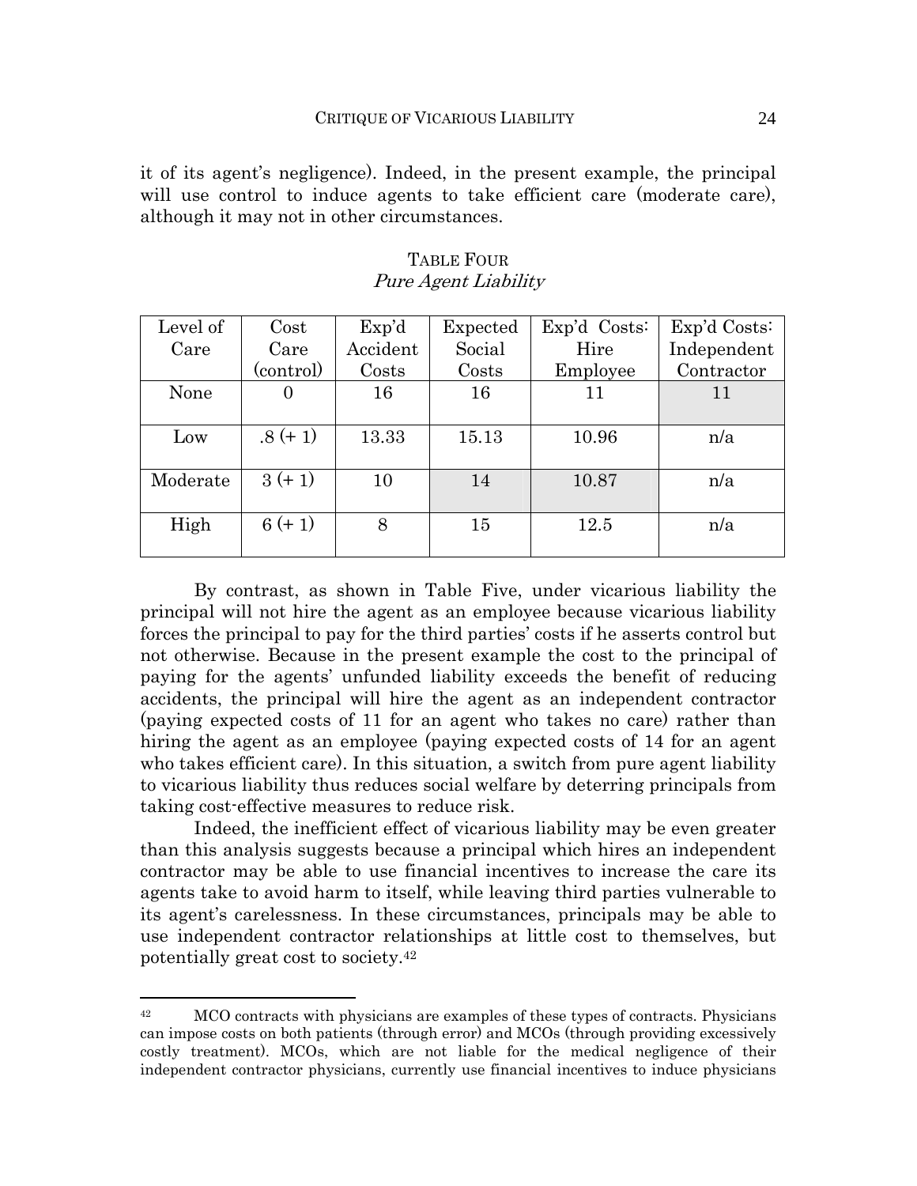it of its agent's negligence). Indeed, in the present example, the principal will use control to induce agents to take efficient care (moderate care), although it may not in other circumstances.

TABLE FOUR
*Pure Agent Liability*

| Level of Care | Cost Care (control) | Exp'd Accident Costs | Expected Social Costs | Exp'd Costs: Hire Employee | Exp'd Costs: Independent Contractor |
|---|---|---|---|---|---|
| None | 0 | 16 | 16 | 11 | 11 |
| Low | .8 (+ 1) | 13.33 | 15.13 | 10.96 | n/a |
| Moderate | 3 (+ 1) | 10 | 14 | 10.87 | n/a |
| High | 6 (+ 1) | 8 | 15 | 12.5 | n/a |

By contrast, as shown in Table Five, under vicarious liability the principal will not hire the agent as an employee because vicarious liability forces the principal to pay for the third parties' costs if he asserts control but not otherwise. Because in the present example the cost to the principal of paying for the agents' unfunded liability exceeds the benefit of reducing accidents, the principal will hire the agent as an independent contractor (paying expected costs of 11 for an agent who takes no care) rather than hiring the agent as an employee (paying expected costs of 14 for an agent who takes efficient care). In this situation, a switch from pure agent liability to vicarious liability thus reduces social welfare by deterring principals from taking cost-effective measures to reduce risk.

Indeed, the inefficient effect of vicarious liability may be even greater than this analysis suggests because a principal which hires an independent contractor may be able to use financial incentives to increase the care its agents take to avoid harm to itself, while leaving third parties vulnerable to its agent's carelessness. In these circumstances, principals may be able to use independent contractor relationships at little cost to themselves, but potentially great cost to society.[42]

[42] MCO contracts with physicians are examples of these types of contracts. Physicians can impose costs on both patients (through error) and MCOs (through providing excessively costly treatment). MCOs, which are not liable for the medical negligence of their independent contractor physicians, currently use financial incentives to induce physicians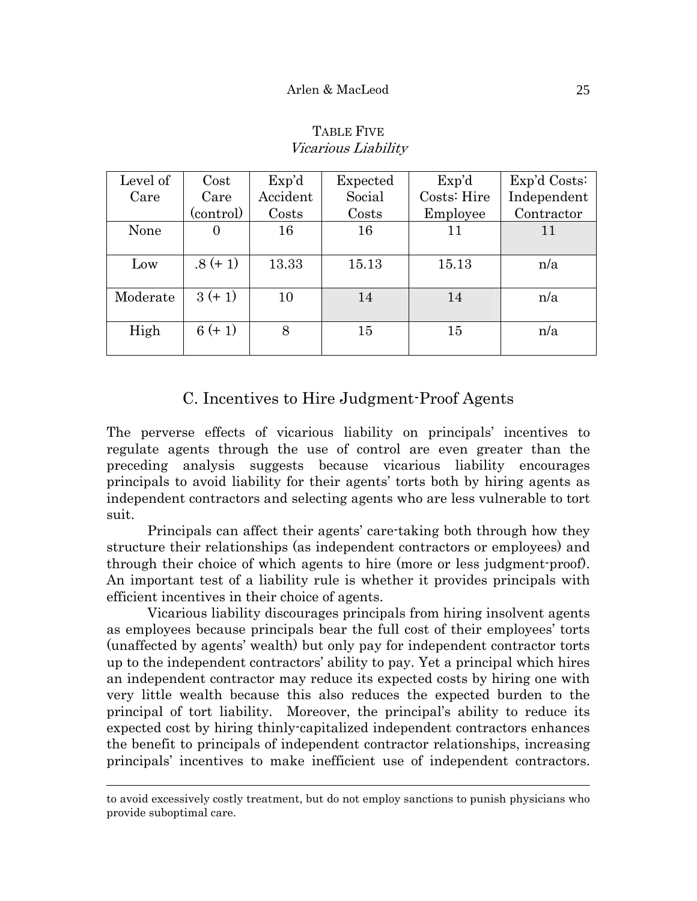TABLE FIVE

*Vicarious Liability*

| Level of Care | Cost Care (control) | Exp'd Accident Costs | Expected Social Costs | Exp'd Costs: Hire Employee | Exp'd Costs: Independent Contractor |
|---|---|---|---|---|---|
| None | 0 | 16 | 16 | 11 | 11 |
| Low | .8 (+ 1) | 13.33 | 15.13 | 15.13 | n/a |
| Moderate | 3 (+ 1) | 10 | 14 | 14 | n/a |
| High | 6 (+ 1) | 8 | 15 | 15 | n/a |

## C. Incentives to Hire Judgment-Proof Agents

The perverse effects of vicarious liability on principals' incentives to regulate agents through the use of control are even greater than the preceding analysis suggests because vicarious liability encourages principals to avoid liability for their agents' torts both by hiring agents as independent contractors and selecting agents who are less vulnerable to tort suit.

Principals can affect their agents' care-taking both through how they structure their relationships (as independent contractors or employees) and through their choice of which agents to hire (more or less judgment-proof). An important test of a liability rule is whether it provides principals with efficient incentives in their choice of agents.

Vicarious liability discourages principals from hiring insolvent agents as employees because principals bear the full cost of their employees' torts (unaffected by agents' wealth) but only pay for independent contractor torts up to the independent contractors' ability to pay. Yet a principal which hires an independent contractor may reduce its expected costs by hiring one with very little wealth because this also reduces the expected burden to the principal of tort liability. Moreover, the principal's ability to reduce its expected cost by hiring thinly-capitalized independent contractors enhances the benefit to principals of independent contractor relationships, increasing principals' incentives to make inefficient use of independent contractors.

---

to avoid excessively costly treatment, but do not employ sanctions to punish physicians who provide suboptimal care.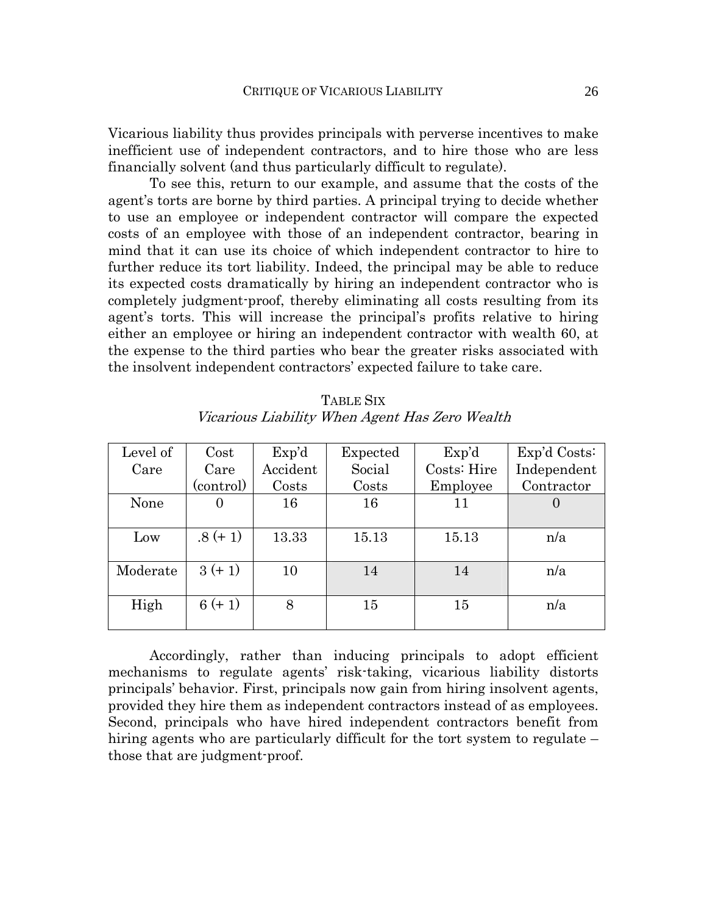Vicarious liability thus provides principals with perverse incentives to make inefficient use of independent contractors, and to hire those who are less financially solvent (and thus particularly difficult to regulate).

To see this, return to our example, and assume that the costs of the agent's torts are borne by third parties. A principal trying to decide whether to use an employee or independent contractor will compare the expected costs of an employee with those of an independent contractor, bearing in mind that it can use its choice of which independent contractor to hire to further reduce its tort liability. Indeed, the principal may be able to reduce its expected costs dramatically by hiring an independent contractor who is completely judgment-proof, thereby eliminating all costs resulting from its agent's torts. This will increase the principal's profits relative to hiring either an employee or hiring an independent contractor with wealth 60, at the expense to the third parties who bear the greater risks associated with the insolvent independent contractors' expected failure to take care.

TABLE SIX
*Vicarious Liability When Agent Has Zero Wealth*

| Level of Care | Cost Care (control) | Exp'd Accident Costs | Expected Social Costs | Exp'd Costs: Hire Employee | Exp'd Costs: Independent Contractor |
|---|---|---|---|---|---|
| None | 0 | 16 | 16 | 11 | 0 |
| Low | .8 (+ 1) | 13.33 | 15.13 | 15.13 | n/a |
| Moderate | 3 (+ 1) | 10 | 14 | 14 | n/a |
| High | 6 (+ 1) | 8 | 15 | 15 | n/a |

Accordingly, rather than inducing principals to adopt efficient mechanisms to regulate agents' risk-taking, vicarious liability distorts principals' behavior. First, principals now gain from hiring insolvent agents, provided they hire them as independent contractors instead of as employees. Second, principals who have hired independent contractors benefit from hiring agents who are particularly difficult for the tort system to regulate – those that are judgment-proof.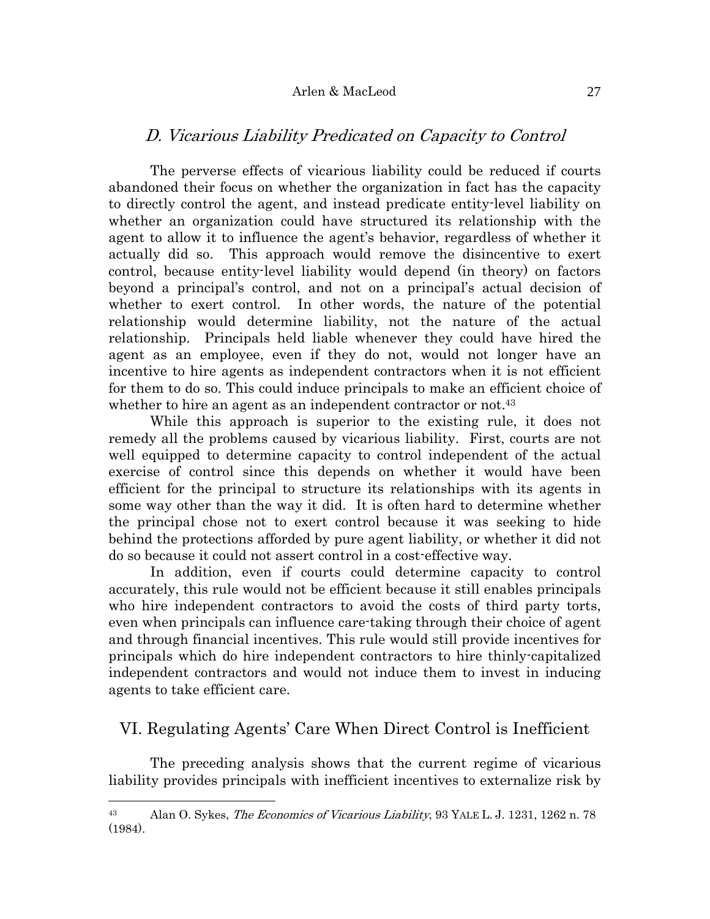## *D. Vicarious Liability Predicated on Capacity to Control*

The perverse effects of vicarious liability could be reduced if courts abandoned their focus on whether the organization in fact has the capacity to directly control the agent, and instead predicate entity-level liability on whether an organization could have structured its relationship with the agent to allow it to influence the agent's behavior, regardless of whether it actually did so. This approach would remove the disincentive to exert control, because entity-level liability would depend (in theory) on factors beyond a principal's control, and not on a principal's actual decision of whether to exert control. In other words, the nature of the potential relationship would determine liability, not the nature of the actual relationship. Principals held liable whenever they could have hired the agent as an employee, even if they do not, would not longer have an incentive to hire agents as independent contractors when it is not efficient for them to do so. This could induce principals to make an efficient choice of whether to hire an agent as an independent contractor or not.[43]

While this approach is superior to the existing rule, it does not remedy all the problems caused by vicarious liability. First, courts are not well equipped to determine capacity to control independent of the actual exercise of control since this depends on whether it would have been efficient for the principal to structure its relationships with its agents in some way other than the way it did. It is often hard to determine whether the principal chose not to exert control because it was seeking to hide behind the protections afforded by pure agent liability, or whether it did not do so because it could not assert control in a cost-effective way.

In addition, even if courts could determine capacity to control accurately, this rule would not be efficient because it still enables principals who hire independent contractors to avoid the costs of third party torts, even when principals can influence care-taking through their choice of agent and through financial incentives. This rule would still provide incentives for principals which do hire independent contractors to hire thinly-capitalized independent contractors and would not induce them to invest in inducing agents to take efficient care.

# VI. Regulating Agents' Care When Direct Control is Inefficient

The preceding analysis shows that the current regime of vicarious liability provides principals with inefficient incentives to externalize risk by

---

[43] Alan O. Sykes, *The Economics of Vicarious Liability*, 93 YALE L. J. 1231, 1262 n. 78 (1984).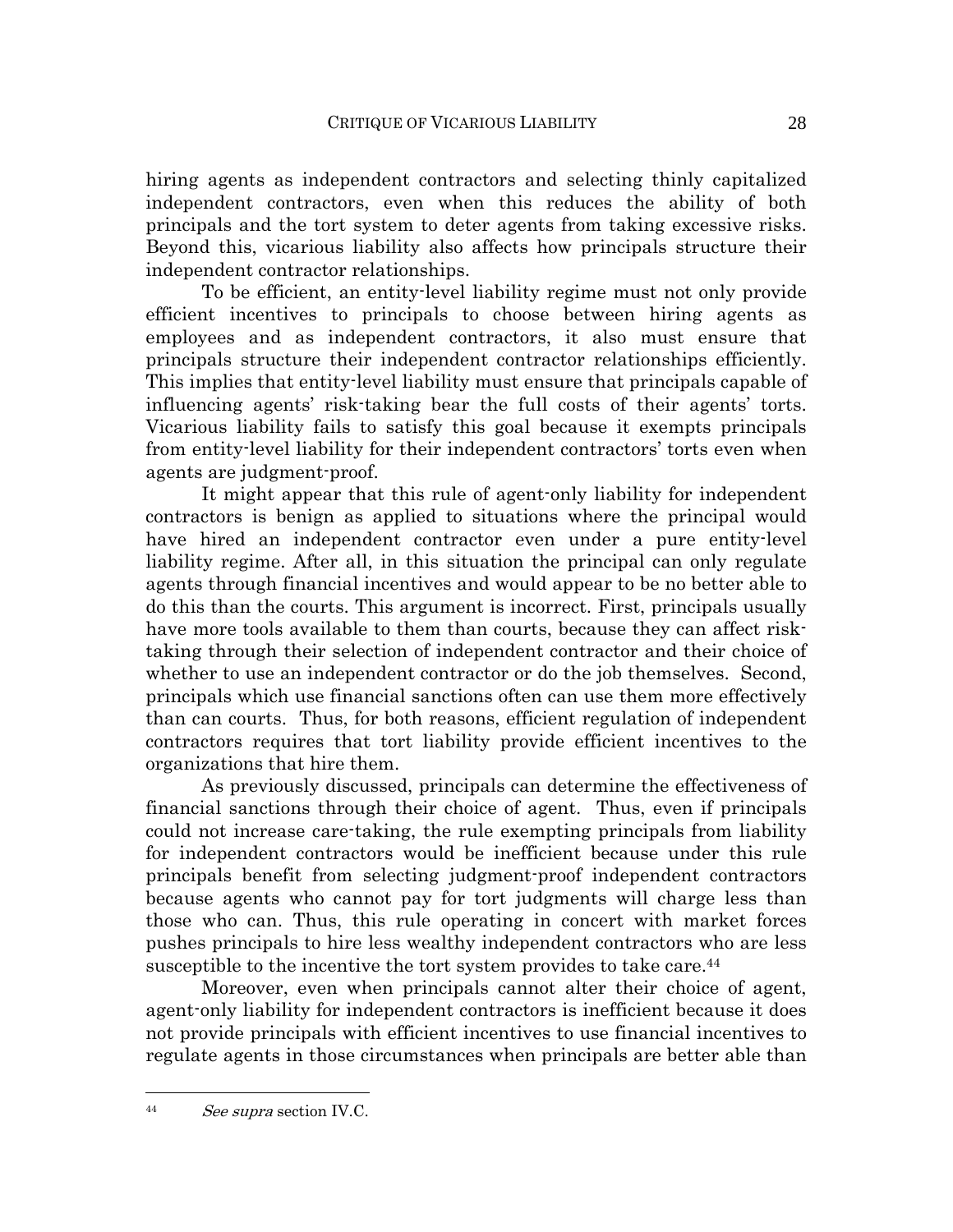hiring agents as independent contractors and selecting thinly capitalized independent contractors, even when this reduces the ability of both principals and the tort system to deter agents from taking excessive risks. Beyond this, vicarious liability also affects how principals structure their independent contractor relationships.

To be efficient, an entity-level liability regime must not only provide efficient incentives to principals to choose between hiring agents as employees and as independent contractors, it also must ensure that principals structure their independent contractor relationships efficiently. This implies that entity-level liability must ensure that principals capable of influencing agents' risk-taking bear the full costs of their agents' torts. Vicarious liability fails to satisfy this goal because it exempts principals from entity-level liability for their independent contractors' torts even when agents are judgment-proof.

It might appear that this rule of agent-only liability for independent contractors is benign as applied to situations where the principal would have hired an independent contractor even under a pure entity-level liability regime. After all, in this situation the principal can only regulate agents through financial incentives and would appear to be no better able to do this than the courts. This argument is incorrect. First, principals usually have more tools available to them than courts, because they can affect risk-taking through their selection of independent contractor and their choice of whether to use an independent contractor or do the job themselves. Second, principals which use financial sanctions often can use them more effectively than can courts. Thus, for both reasons, efficient regulation of independent contractors requires that tort liability provide efficient incentives to the organizations that hire them.

As previously discussed, principals can determine the effectiveness of financial sanctions through their choice of agent. Thus, even if principals could not increase care-taking, the rule exempting principals from liability for independent contractors would be inefficient because under this rule principals benefit from selecting judgment-proof independent contractors because agents who cannot pay for tort judgments will charge less than those who can. Thus, this rule operating in concert with market forces pushes principals to hire less wealthy independent contractors who are less susceptible to the incentive the tort system provides to take care.[44]

Moreover, even when principals cannot alter their choice of agent, agent-only liability for independent contractors is inefficient because it does not provide principals with efficient incentives to use financial incentives to regulate agents in those circumstances when principals are better able than

[44] *See supra* section IV.C.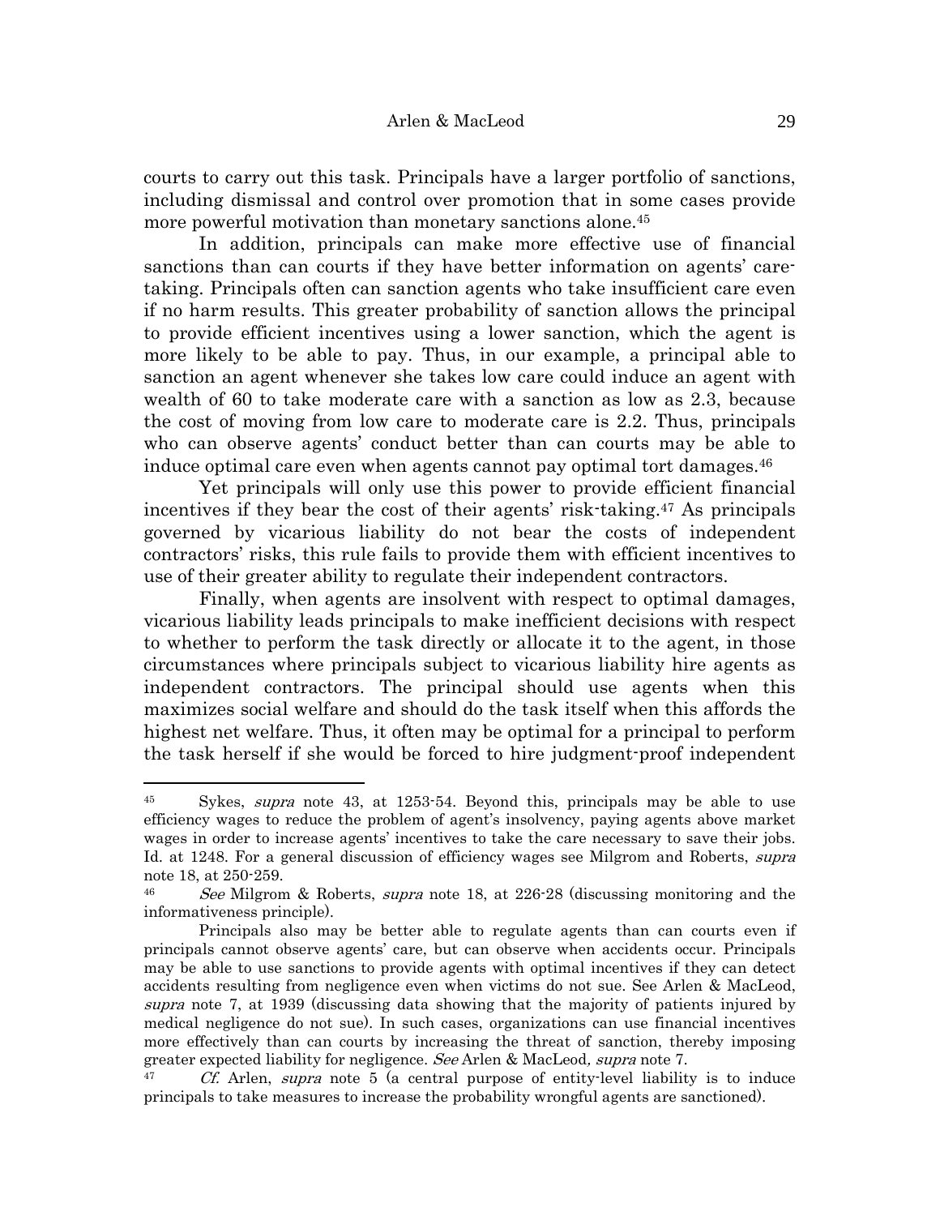courts to carry out this task. Principals have a larger portfolio of sanctions, including dismissal and control over promotion that in some cases provide more powerful motivation than monetary sanctions alone.[45]

In addition, principals can make more effective use of financial sanctions than can courts if they have better information on agents' care-taking. Principals often can sanction agents who take insufficient care even if no harm results. This greater probability of sanction allows the principal to provide efficient incentives using a lower sanction, which the agent is more likely to be able to pay. Thus, in our example, a principal able to sanction an agent whenever she takes low care could induce an agent with wealth of 60 to take moderate care with a sanction as low as 2.3, because the cost of moving from low care to moderate care is 2.2. Thus, principals who can observe agents' conduct better than can courts may be able to induce optimal care even when agents cannot pay optimal tort damages.[46]

Yet principals will only use this power to provide efficient financial incentives if they bear the cost of their agents' risk-taking.[47] As principals governed by vicarious liability do not bear the costs of independent contractors' risks, this rule fails to provide them with efficient incentives to use of their greater ability to regulate their independent contractors.

Finally, when agents are insolvent with respect to optimal damages, vicarious liability leads principals to make inefficient decisions with respect to whether to perform the task directly or allocate it to the agent, in those circumstances where principals subject to vicarious liability hire agents as independent contractors. The principal should use agents when this maximizes social welfare and should do the task itself when this affords the highest net welfare. Thus, it often may be optimal for a principal to perform the task herself if she would be forced to hire judgment-proof independent

---

[45] Sykes, *supra* note 43, at 1253-54. Beyond this, principals may be able to use efficiency wages to reduce the problem of agent's insolvency, paying agents above market wages in order to increase agents' incentives to take the care necessary to save their jobs. Id. at 1248. For a general discussion of efficiency wages see Milgrom and Roberts, *supra* note 18, at 250-259.

[46] *See* Milgrom & Roberts, *supra* note 18, at 226-28 (discussing monitoring and the informativeness principle).

Principals also may be better able to regulate agents than can courts even if principals cannot observe agents' care, but can observe when accidents occur. Principals may be able to use sanctions to provide agents with optimal incentives if they can detect accidents resulting from negligence even when victims do not sue. See Arlen & MacLeod, *supra* note 7, at 1939 (discussing data showing that the majority of patients injured by medical negligence do not sue). In such cases, organizations can use financial incentives more effectively than can courts by increasing the threat of sanction, thereby imposing greater expected liability for negligence. *See* Arlen & MacLeod, *supra* note 7.

[47] *Cf.* Arlen, *supra* note 5 (a central purpose of entity-level liability is to induce principals to take measures to increase the probability wrongful agents are sanctioned).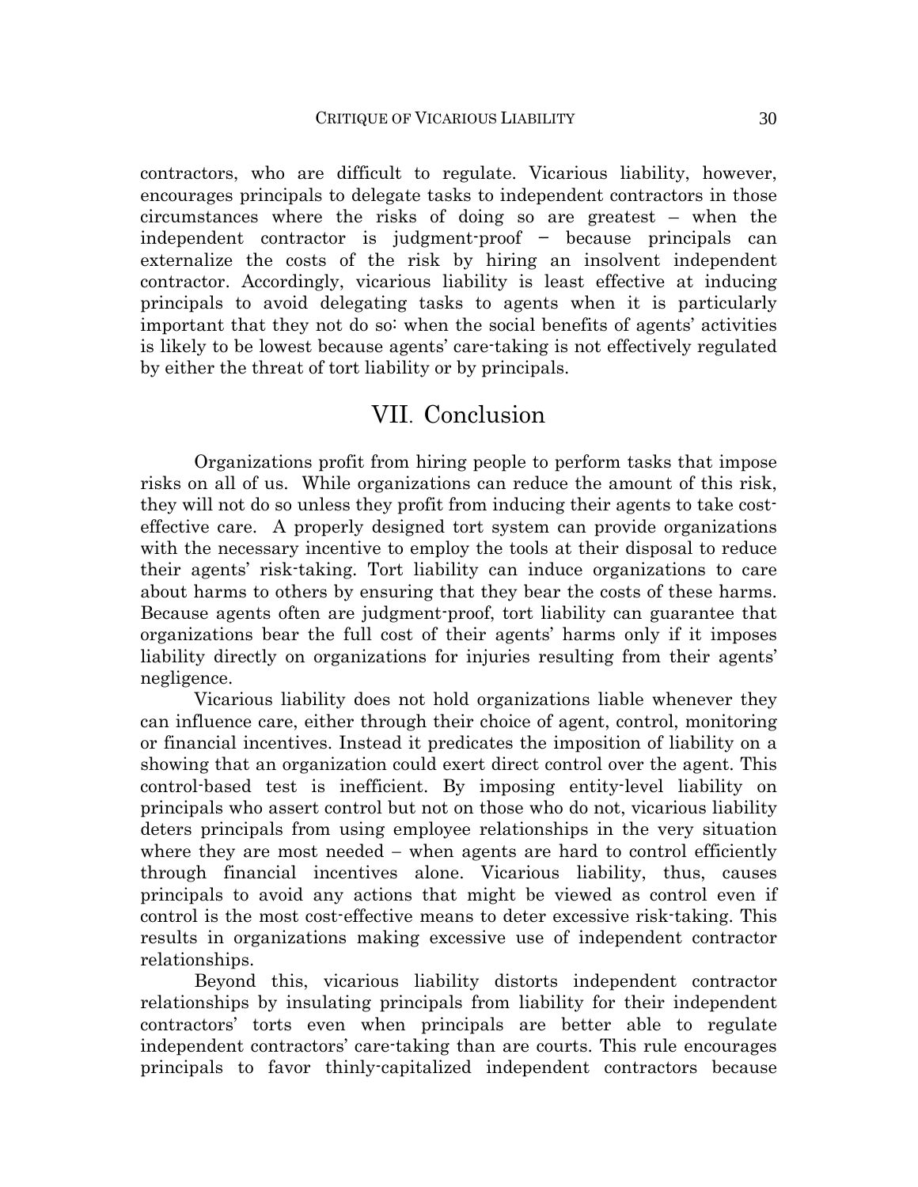contractors, who are difficult to regulate. Vicarious liability, however, encourages principals to delegate tasks to independent contractors in those circumstances where the risks of doing so are greatest – when the independent contractor is judgment-proof − because principals can externalize the costs of the risk by hiring an insolvent independent contractor. Accordingly, vicarious liability is least effective at inducing principals to avoid delegating tasks to agents when it is particularly important that they not do so: when the social benefits of agents' activities is likely to be lowest because agents' care-taking is not effectively regulated by either the threat of tort liability or by principals.

## VII. Conclusion

Organizations profit from hiring people to perform tasks that impose risks on all of us. While organizations can reduce the amount of this risk, they will not do so unless they profit from inducing their agents to take cost-effective care. A properly designed tort system can provide organizations with the necessary incentive to employ the tools at their disposal to reduce their agents' risk-taking. Tort liability can induce organizations to care about harms to others by ensuring that they bear the costs of these harms. Because agents often are judgment-proof, tort liability can guarantee that organizations bear the full cost of their agents' harms only if it imposes liability directly on organizations for injuries resulting from their agents' negligence.

Vicarious liability does not hold organizations liable whenever they can influence care, either through their choice of agent, control, monitoring or financial incentives. Instead it predicates the imposition of liability on a showing that an organization could exert direct control over the agent. This control-based test is inefficient. By imposing entity-level liability on principals who assert control but not on those who do not, vicarious liability deters principals from using employee relationships in the very situation where they are most needed – when agents are hard to control efficiently through financial incentives alone. Vicarious liability, thus, causes principals to avoid any actions that might be viewed as control even if control is the most cost-effective means to deter excessive risk-taking. This results in organizations making excessive use of independent contractor relationships.

Beyond this, vicarious liability distorts independent contractor relationships by insulating principals from liability for their independent contractors' torts even when principals are better able to regulate independent contractors' care-taking than are courts. This rule encourages principals to favor thinly-capitalized independent contractors because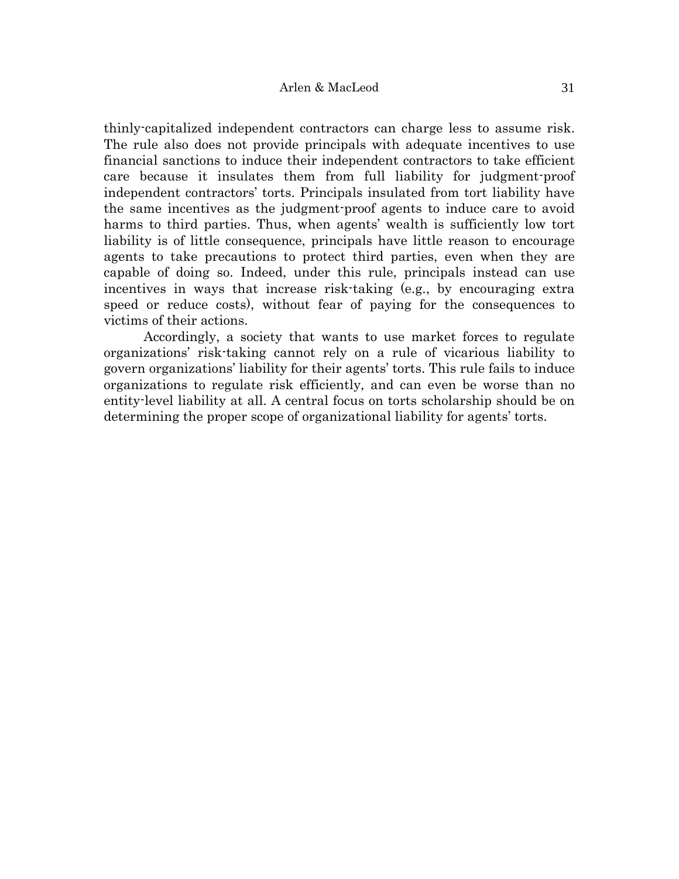thinly-capitalized independent contractors can charge less to assume risk. The rule also does not provide principals with adequate incentives to use financial sanctions to induce their independent contractors to take efficient care because it insulates them from full liability for judgment-proof independent contractors' torts. Principals insulated from tort liability have the same incentives as the judgment-proof agents to induce care to avoid harms to third parties. Thus, when agents' wealth is sufficiently low tort liability is of little consequence, principals have little reason to encourage agents to take precautions to protect third parties, even when they are capable of doing so. Indeed, under this rule, principals instead can use incentives in ways that increase risk-taking (e.g., by encouraging extra speed or reduce costs), without fear of paying for the consequences to victims of their actions.

Accordingly, a society that wants to use market forces to regulate organizations' risk-taking cannot rely on a rule of vicarious liability to govern organizations' liability for their agents' torts. This rule fails to induce organizations to regulate risk efficiently, and can even be worse than no entity-level liability at all. A central focus on torts scholarship should be on determining the proper scope of organizational liability for agents' torts.